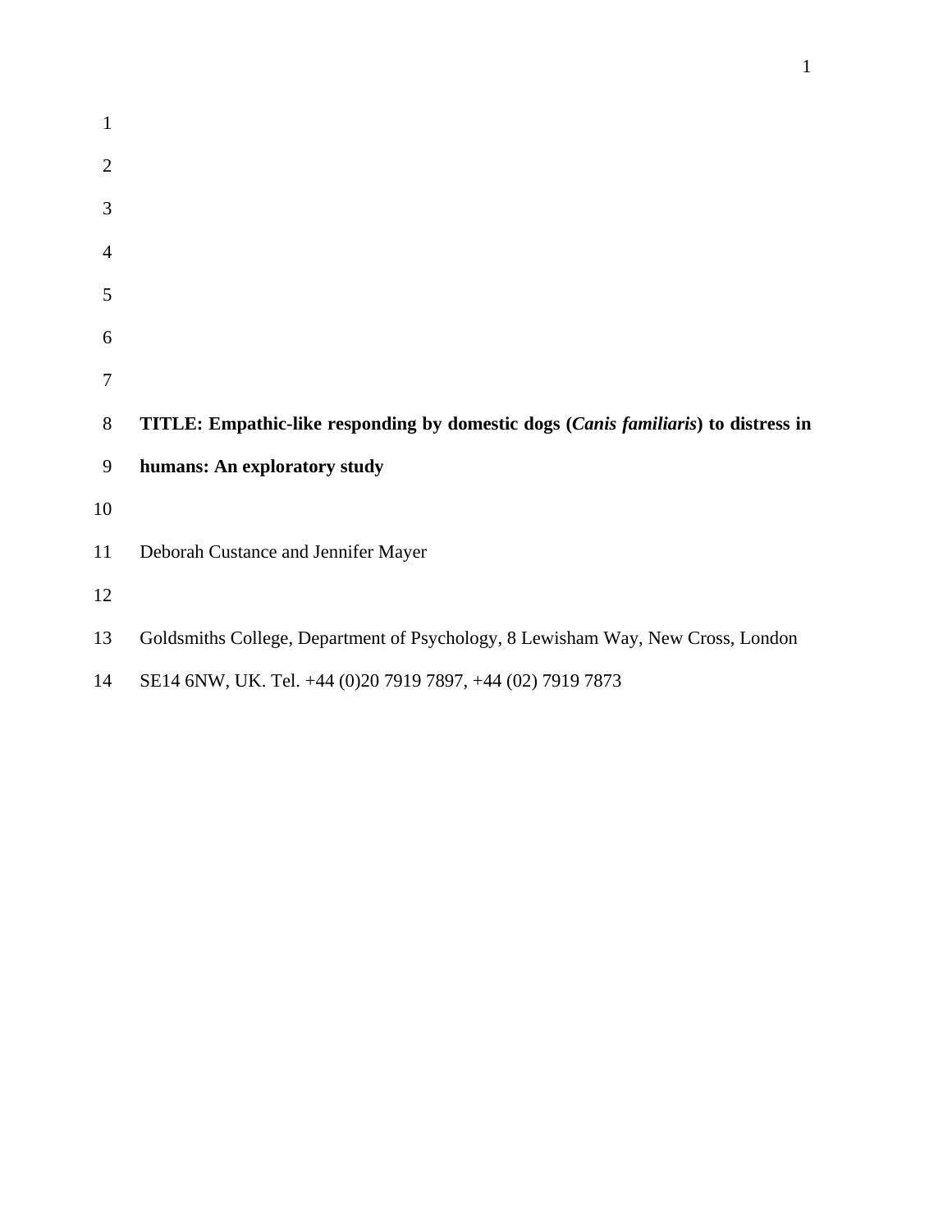**TITLE: Empathic-like responding by domestic dogs (*Canis familiaris*) to distress in humans: An exploratory study**

Deborah Custance and Jennifer Mayer

Goldsmiths College, Department of Psychology, 8 Lewisham Way, New Cross, London SE14 6NW, UK. Tel. +44 (0)20 7919 7897, +44 (02) 7919 7873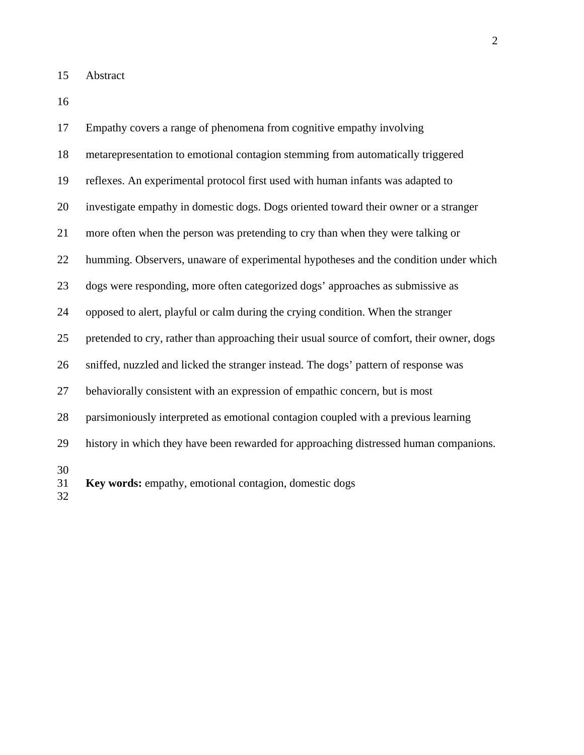# Abstract

Empathy covers a range of phenomena from cognitive empathy involving metarepresentation to emotional contagion stemming from automatically triggered reflexes. An experimental protocol first used with human infants was adapted to investigate empathy in domestic dogs. Dogs oriented toward their owner or a stranger more often when the person was pretending to cry than when they were talking or humming. Observers, unaware of experimental hypotheses and the condition under which dogs were responding, more often categorized dogs' approaches as submissive as opposed to alert, playful or calm during the crying condition. When the stranger pretended to cry, rather than approaching their usual source of comfort, their owner, dogs sniffed, nuzzled and licked the stranger instead. The dogs' pattern of response was behaviorally consistent with an expression of empathic concern, but is most parsimoniously interpreted as emotional contagion coupled with a previous learning history in which they have been rewarded for approaching distressed human companions.

**Key words:** empathy, emotional contagion, domestic dogs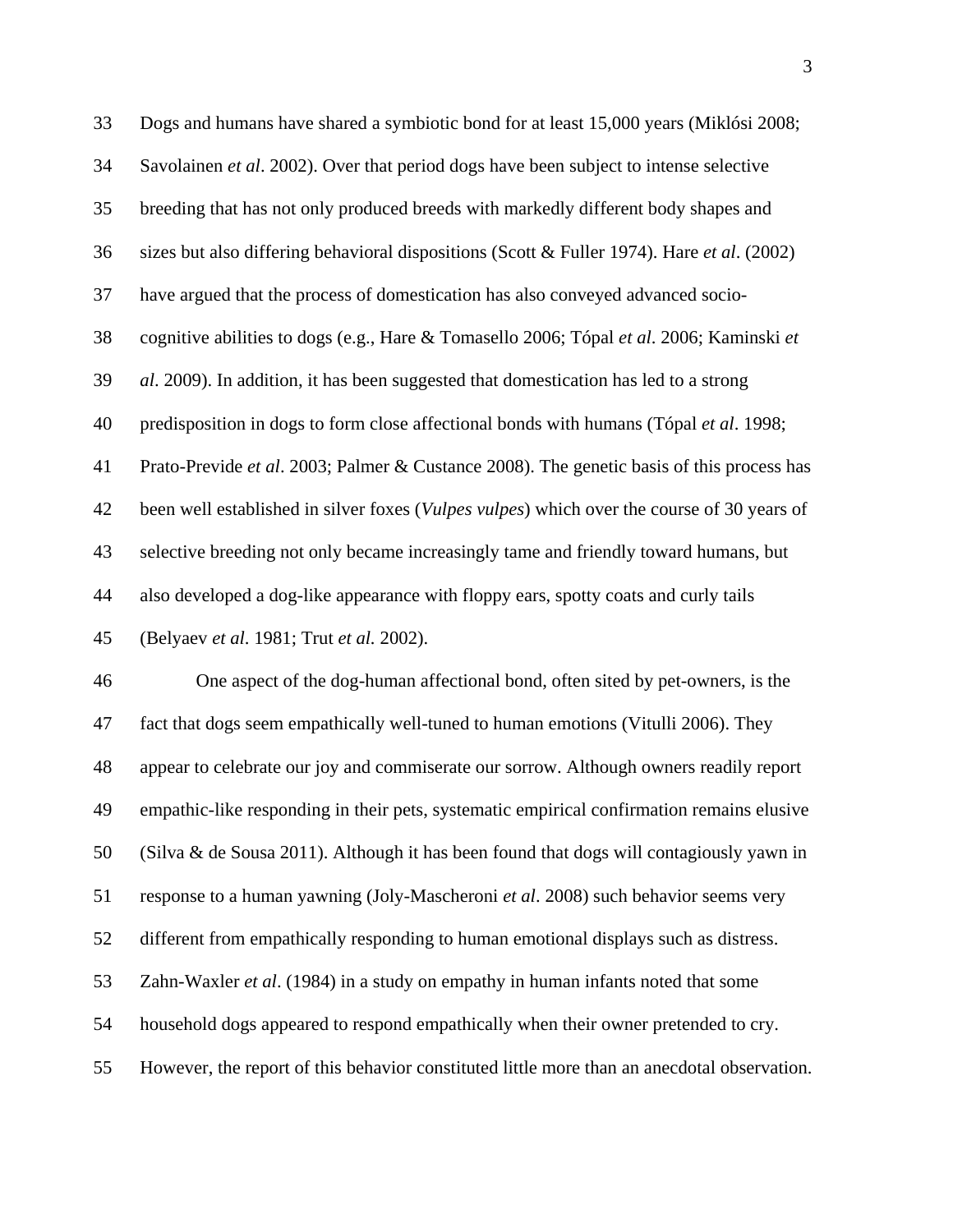Dogs and humans have shared a symbiotic bond for at least 15,000 years (Miklósi 2008; Savolainen *et al*. 2002). Over that period dogs have been subject to intense selective breeding that has not only produced breeds with markedly different body shapes and sizes but also differing behavioral dispositions (Scott & Fuller 1974). Hare *et al*. (2002) have argued that the process of domestication has also conveyed advanced socio-cognitive abilities to dogs (e.g., Hare & Tomasello 2006; Tópal *et al*. 2006; Kaminski *et al*. 2009). In addition, it has been suggested that domestication has led to a strong predisposition in dogs to form close affectional bonds with humans (Tópal *et al*. 1998; Prato-Previde *et al*. 2003; Palmer & Custance 2008). The genetic basis of this process has been well established in silver foxes (*Vulpes vulpes*) which over the course of 30 years of selective breeding not only became increasingly tame and friendly toward humans, but also developed a dog-like appearance with floppy ears, spotty coats and curly tails (Belyaev *et al*. 1981; Trut *et al.* 2002).

One aspect of the dog-human affectional bond, often sited by pet-owners, is the fact that dogs seem empathically well-tuned to human emotions (Vitulli 2006). They appear to celebrate our joy and commiserate our sorrow. Although owners readily report empathic-like responding in their pets, systematic empirical confirmation remains elusive (Silva & de Sousa 2011). Although it has been found that dogs will contagiously yawn in response to a human yawning (Joly-Mascheroni *et al*. 2008) such behavior seems very different from empathically responding to human emotional displays such as distress. Zahn-Waxler *et al*. (1984) in a study on empathy in human infants noted that some household dogs appeared to respond empathically when their owner pretended to cry. However, the report of this behavior constituted little more than an anecdotal observation.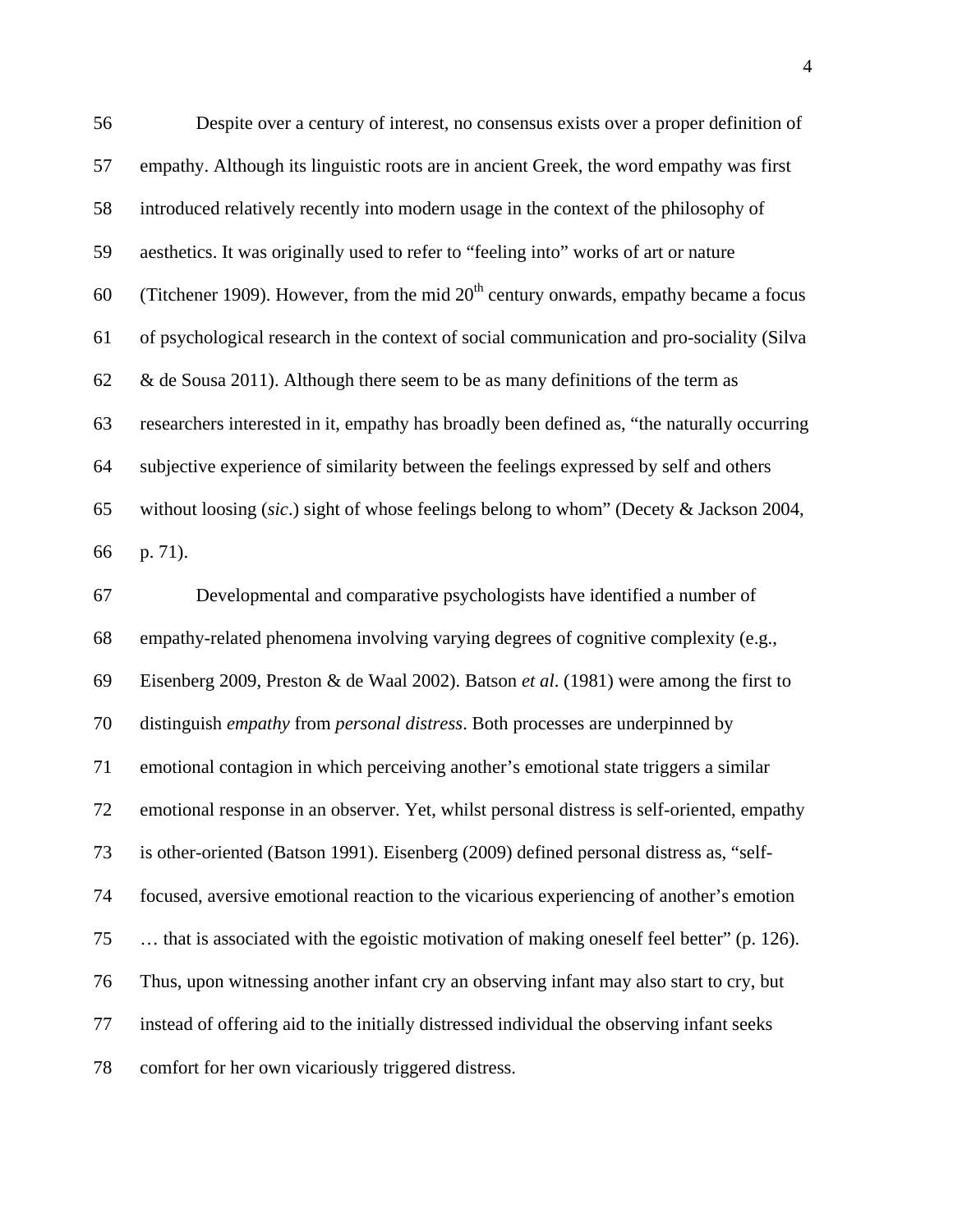Despite over a century of interest, no consensus exists over a proper definition of empathy. Although its linguistic roots are in ancient Greek, the word empathy was first introduced relatively recently into modern usage in the context of the philosophy of aesthetics. It was originally used to refer to "feeling into" works of art or nature (Titchener 1909). However, from the mid 20th century onwards, empathy became a focus of psychological research in the context of social communication and pro-sociality (Silva & de Sousa 2011). Although there seem to be as many definitions of the term as researchers interested in it, empathy has broadly been defined as, "the naturally occurring subjective experience of similarity between the feelings expressed by self and others without loosing (*sic*.) sight of whose feelings belong to whom" (Decety & Jackson 2004, p. 71).

Developmental and comparative psychologists have identified a number of empathy-related phenomena involving varying degrees of cognitive complexity (e.g., Eisenberg 2009, Preston & de Waal 2002). Batson *et al*. (1981) were among the first to distinguish *empathy* from *personal distress*. Both processes are underpinned by emotional contagion in which perceiving another's emotional state triggers a similar emotional response in an observer. Yet, whilst personal distress is self-oriented, empathy is other-oriented (Batson 1991). Eisenberg (2009) defined personal distress as, "self-focused, aversive emotional reaction to the vicarious experiencing of another's emotion … that is associated with the egoistic motivation of making oneself feel better" (p. 126). Thus, upon witnessing another infant cry an observing infant may also start to cry, but instead of offering aid to the initially distressed individual the observing infant seeks comfort for her own vicariously triggered distress.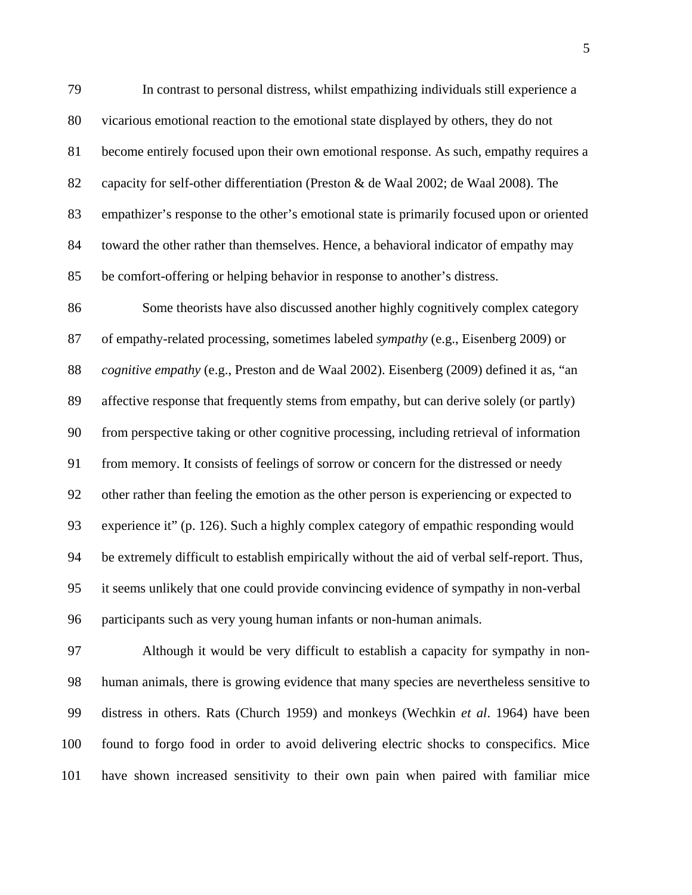In contrast to personal distress, whilst empathizing individuals still experience a vicarious emotional reaction to the emotional state displayed by others, they do not become entirely focused upon their own emotional response. As such, empathy requires a capacity for self-other differentiation (Preston & de Waal 2002; de Waal 2008). The empathizer's response to the other's emotional state is primarily focused upon or oriented toward the other rather than themselves. Hence, a behavioral indicator of empathy may be comfort-offering or helping behavior in response to another's distress.

Some theorists have also discussed another highly cognitively complex category of empathy-related processing, sometimes labeled *sympathy* (e.g., Eisenberg 2009) or *cognitive empathy* (e.g., Preston and de Waal 2002). Eisenberg (2009) defined it as, "an affective response that frequently stems from empathy, but can derive solely (or partly) from perspective taking or other cognitive processing, including retrieval of information from memory. It consists of feelings of sorrow or concern for the distressed or needy other rather than feeling the emotion as the other person is experiencing or expected to experience it" (p. 126). Such a highly complex category of empathic responding would be extremely difficult to establish empirically without the aid of verbal self-report. Thus, it seems unlikely that one could provide convincing evidence of sympathy in non-verbal participants such as very young human infants or non-human animals.

Although it would be very difficult to establish a capacity for sympathy in non-human animals, there is growing evidence that many species are nevertheless sensitive to distress in others. Rats (Church 1959) and monkeys (Wechkin *et al*. 1964) have been found to forgo food in order to avoid delivering electric shocks to conspecifics. Mice have shown increased sensitivity to their own pain when paired with familiar mice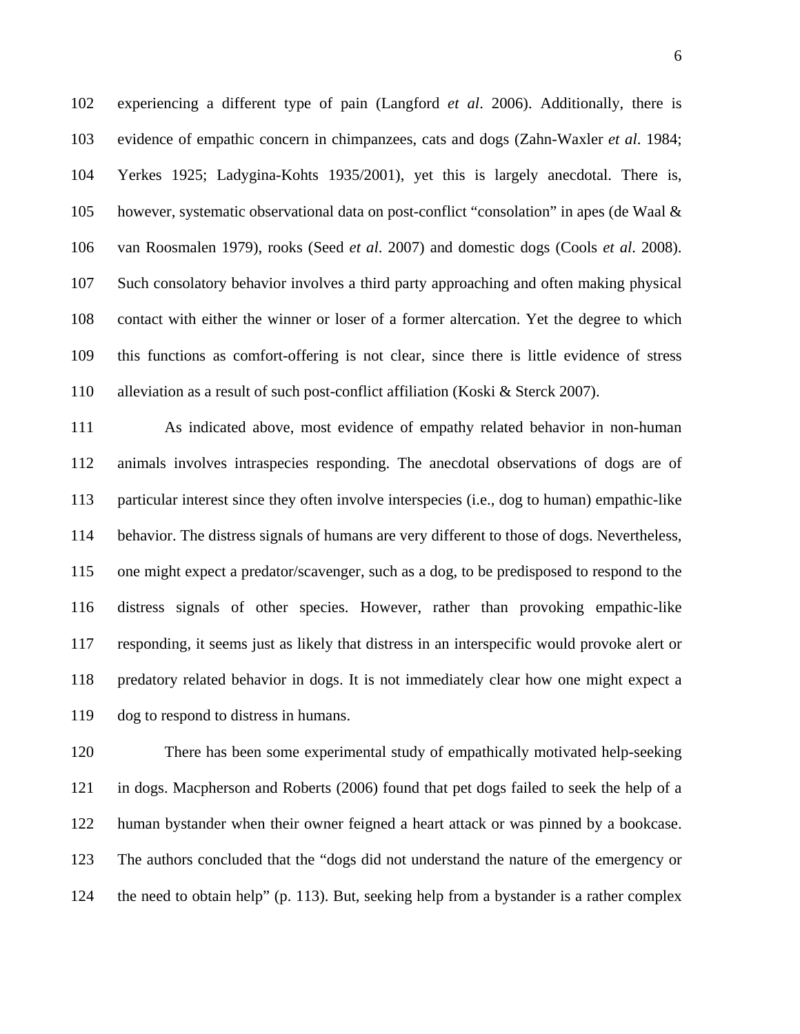experiencing a different type of pain (Langford *et al*. 2006). Additionally, there is evidence of empathic concern in chimpanzees, cats and dogs (Zahn-Waxler *et al*. 1984; Yerkes 1925; Ladygina-Kohts 1935/2001), yet this is largely anecdotal. There is, however, systematic observational data on post-conflict "consolation" in apes (de Waal & van Roosmalen 1979), rooks (Seed *et al*. 2007) and domestic dogs (Cools *et al*. 2008). Such consolatory behavior involves a third party approaching and often making physical contact with either the winner or loser of a former altercation. Yet the degree to which this functions as comfort-offering is not clear, since there is little evidence of stress alleviation as a result of such post-conflict affiliation (Koski & Sterck 2007).

As indicated above, most evidence of empathy related behavior in non-human animals involves intraspecies responding. The anecdotal observations of dogs are of particular interest since they often involve interspecies (i.e., dog to human) empathic-like behavior. The distress signals of humans are very different to those of dogs. Nevertheless, one might expect a predator/scavenger, such as a dog, to be predisposed to respond to the distress signals of other species. However, rather than provoking empathic-like responding, it seems just as likely that distress in an interspecific would provoke alert or predatory related behavior in dogs. It is not immediately clear how one might expect a dog to respond to distress in humans.

There has been some experimental study of empathically motivated help-seeking in dogs. Macpherson and Roberts (2006) found that pet dogs failed to seek the help of a human bystander when their owner feigned a heart attack or was pinned by a bookcase. The authors concluded that the "dogs did not understand the nature of the emergency or the need to obtain help" (p. 113). But, seeking help from a bystander is a rather complex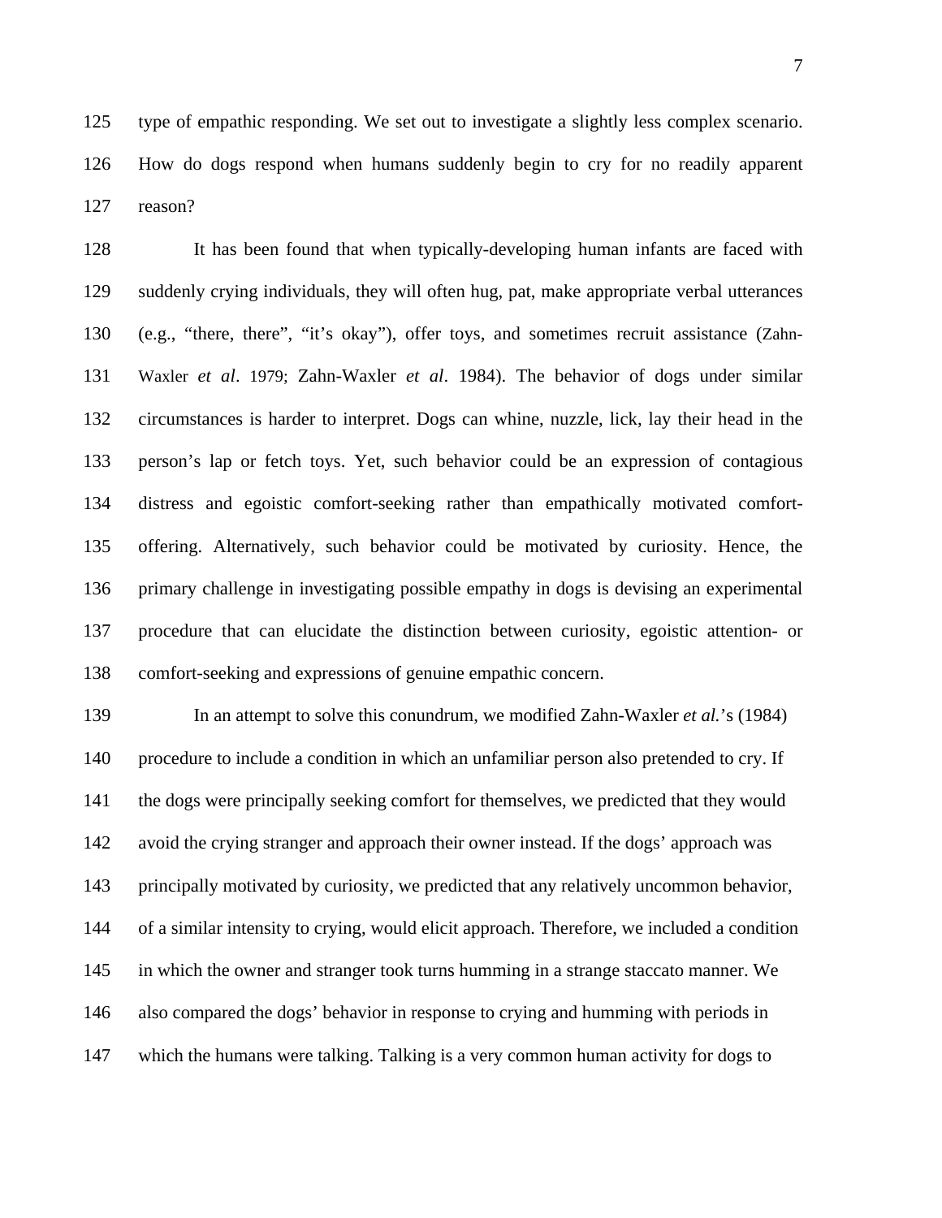type of empathic responding. We set out to investigate a slightly less complex scenario. How do dogs respond when humans suddenly begin to cry for no readily apparent reason?

It has been found that when typically-developing human infants are faced with suddenly crying individuals, they will often hug, pat, make appropriate verbal utterances (e.g., "there, there", "it's okay"), offer toys, and sometimes recruit assistance (Zahn-Waxler *et al*. 1979; Zahn-Waxler *et al*. 1984). The behavior of dogs under similar circumstances is harder to interpret. Dogs can whine, nuzzle, lick, lay their head in the person's lap or fetch toys. Yet, such behavior could be an expression of contagious distress and egoistic comfort-seeking rather than empathically motivated comfort-offering. Alternatively, such behavior could be motivated by curiosity. Hence, the primary challenge in investigating possible empathy in dogs is devising an experimental procedure that can elucidate the distinction between curiosity, egoistic attention- or comfort-seeking and expressions of genuine empathic concern.

In an attempt to solve this conundrum, we modified Zahn-Waxler *et al.*'s (1984) procedure to include a condition in which an unfamiliar person also pretended to cry. If the dogs were principally seeking comfort for themselves, we predicted that they would avoid the crying stranger and approach their owner instead. If the dogs' approach was principally motivated by curiosity, we predicted that any relatively uncommon behavior, of a similar intensity to crying, would elicit approach. Therefore, we included a condition in which the owner and stranger took turns humming in a strange staccato manner. We also compared the dogs' behavior in response to crying and humming with periods in which the humans were talking. Talking is a very common human activity for dogs to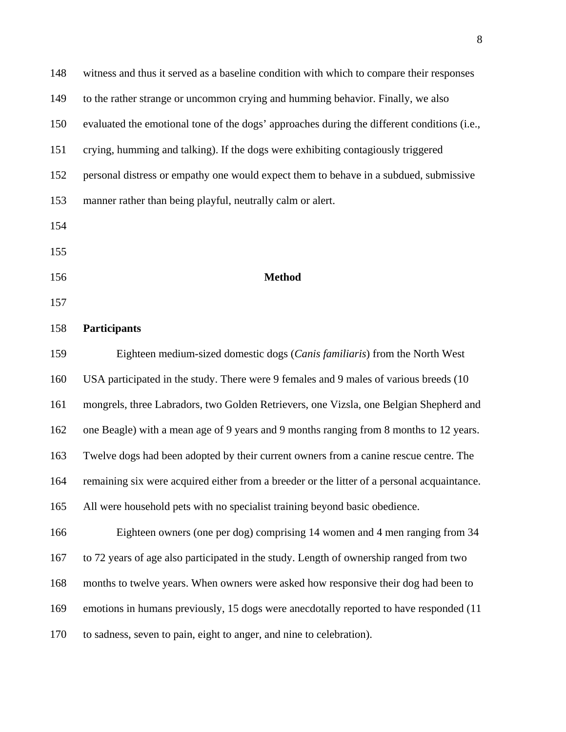witness and thus it served as a baseline condition with which to compare their responses to the rather strange or uncommon crying and humming behavior. Finally, we also evaluated the emotional tone of the dogs' approaches during the different conditions (i.e., crying, humming and talking). If the dogs were exhibiting contagiously triggered personal distress or empathy one would expect them to behave in a subdued, submissive manner rather than being playful, neutrally calm or alert.

## Method

### Participants

Eighteen medium-sized domestic dogs (*Canis familiaris*) from the North West USA participated in the study. There were 9 females and 9 males of various breeds (10 mongrels, three Labradors, two Golden Retrievers, one Vizsla, one Belgian Shepherd and one Beagle) with a mean age of 9 years and 9 months ranging from 8 months to 12 years. Twelve dogs had been adopted by their current owners from a canine rescue centre. The remaining six were acquired either from a breeder or the litter of a personal acquaintance. All were household pets with no specialist training beyond basic obedience.

Eighteen owners (one per dog) comprising 14 women and 4 men ranging from 34 to 72 years of age also participated in the study. Length of ownership ranged from two months to twelve years. When owners were asked how responsive their dog had been to emotions in humans previously, 15 dogs were anecdotally reported to have responded (11 to sadness, seven to pain, eight to anger, and nine to celebration).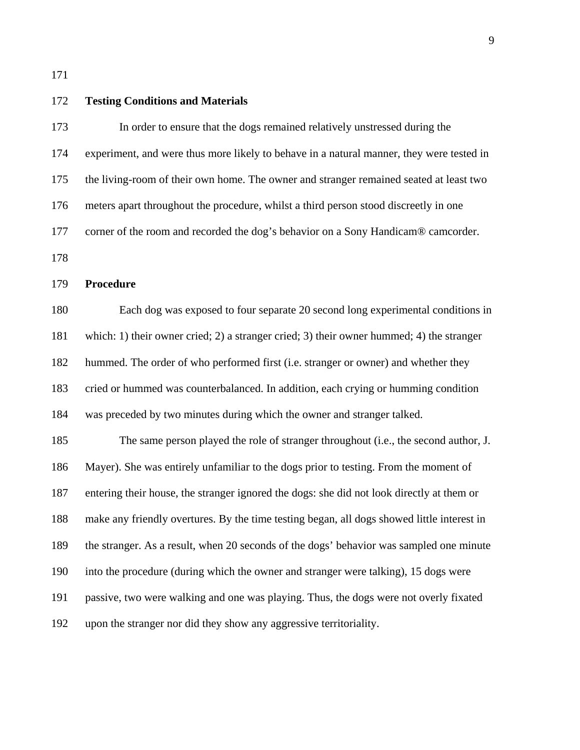## Testing Conditions and Materials

In order to ensure that the dogs remained relatively unstressed during the experiment, and were thus more likely to behave in a natural manner, they were tested in the living-room of their own home. The owner and stranger remained seated at least two meters apart throughout the procedure, whilst a third person stood discreetly in one corner of the room and recorded the dog's behavior on a Sony Handicam® camcorder.

## Procedure

Each dog was exposed to four separate 20 second long experimental conditions in which: 1) their owner cried; 2) a stranger cried; 3) their owner hummed; 4) the stranger hummed. The order of who performed first (i.e. stranger or owner) and whether they cried or hummed was counterbalanced. In addition, each crying or humming condition was preceded by two minutes during which the owner and stranger talked.

The same person played the role of stranger throughout (i.e., the second author, J. Mayer). She was entirely unfamiliar to the dogs prior to testing. From the moment of entering their house, the stranger ignored the dogs: she did not look directly at them or make any friendly overtures. By the time testing began, all dogs showed little interest in the stranger. As a result, when 20 seconds of the dogs' behavior was sampled one minute into the procedure (during which the owner and stranger were talking), 15 dogs were passive, two were walking and one was playing. Thus, the dogs were not overly fixated upon the stranger nor did they show any aggressive territoriality.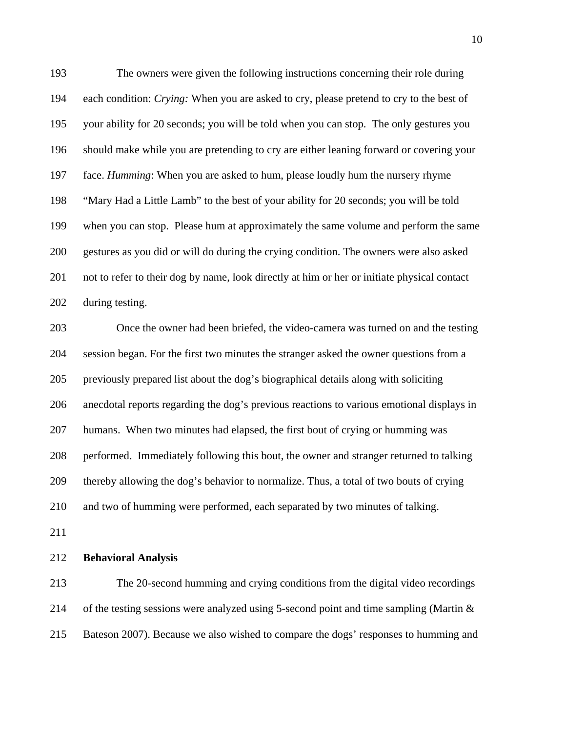The owners were given the following instructions concerning their role during each condition: *Crying:* When you are asked to cry, please pretend to cry to the best of your ability for 20 seconds; you will be told when you can stop. The only gestures you should make while you are pretending to cry are either leaning forward or covering your face. *Humming*: When you are asked to hum, please loudly hum the nursery rhyme "Mary Had a Little Lamb" to the best of your ability for 20 seconds; you will be told when you can stop. Please hum at approximately the same volume and perform the same gestures as you did or will do during the crying condition. The owners were also asked not to refer to their dog by name, look directly at him or her or initiate physical contact during testing.

Once the owner had been briefed, the video-camera was turned on and the testing session began. For the first two minutes the stranger asked the owner questions from a previously prepared list about the dog's biographical details along with soliciting anecdotal reports regarding the dog's previous reactions to various emotional displays in humans. When two minutes had elapsed, the first bout of crying or humming was performed. Immediately following this bout, the owner and stranger returned to talking thereby allowing the dog's behavior to normalize. Thus, a total of two bouts of crying and two of humming were performed, each separated by two minutes of talking.

## Behavioral Analysis

The 20-second humming and crying conditions from the digital video recordings of the testing sessions were analyzed using 5-second point and time sampling (Martin & Bateson 2007). Because we also wished to compare the dogs' responses to humming and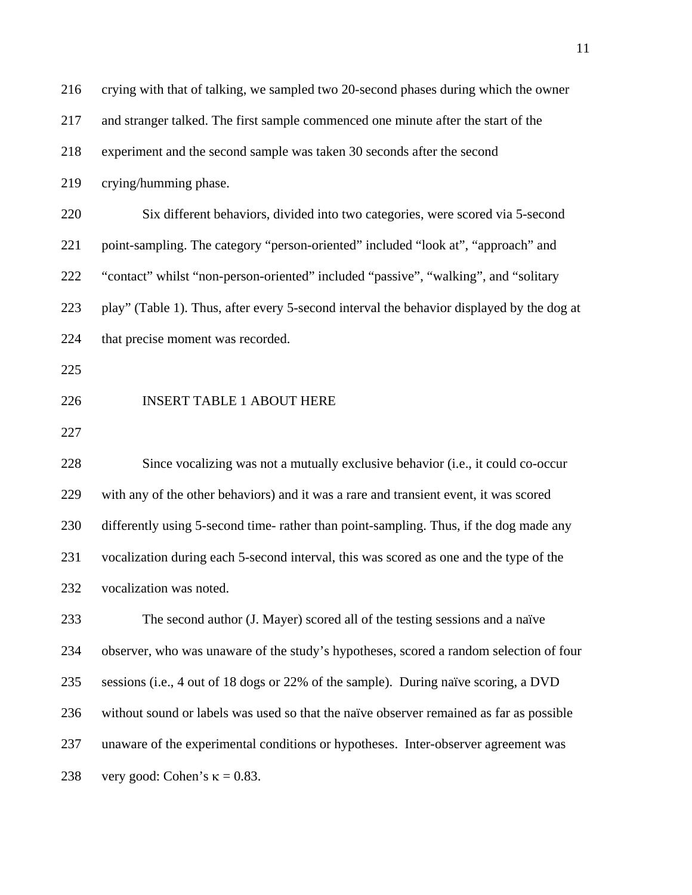crying with that of talking, we sampled two 20-second phases during which the owner and stranger talked. The first sample commenced one minute after the start of the experiment and the second sample was taken 30 seconds after the second crying/humming phase.

Six different behaviors, divided into two categories, were scored via 5-second point-sampling. The category "person-oriented" included "look at", "approach" and "contact" whilst "non-person-oriented" included "passive", "walking", and "solitary play" (Table 1). Thus, after every 5-second interval the behavior displayed by the dog at that precise moment was recorded.

INSERT TABLE 1 ABOUT HERE

Since vocalizing was not a mutually exclusive behavior (i.e., it could co-occur with any of the other behaviors) and it was a rare and transient event, it was scored differently using 5-second time- rather than point-sampling. Thus, if the dog made any vocalization during each 5-second interval, this was scored as one and the type of the vocalization was noted.

The second author (J. Mayer) scored all of the testing sessions and a naïve observer, who was unaware of the study's hypotheses, scored a random selection of four sessions (i.e., 4 out of 18 dogs or 22% of the sample). During naïve scoring, a DVD without sound or labels was used so that the naïve observer remained as far as possible unaware of the experimental conditions or hypotheses. Inter-observer agreement was very good: Cohen's $\kappa = 0.83$.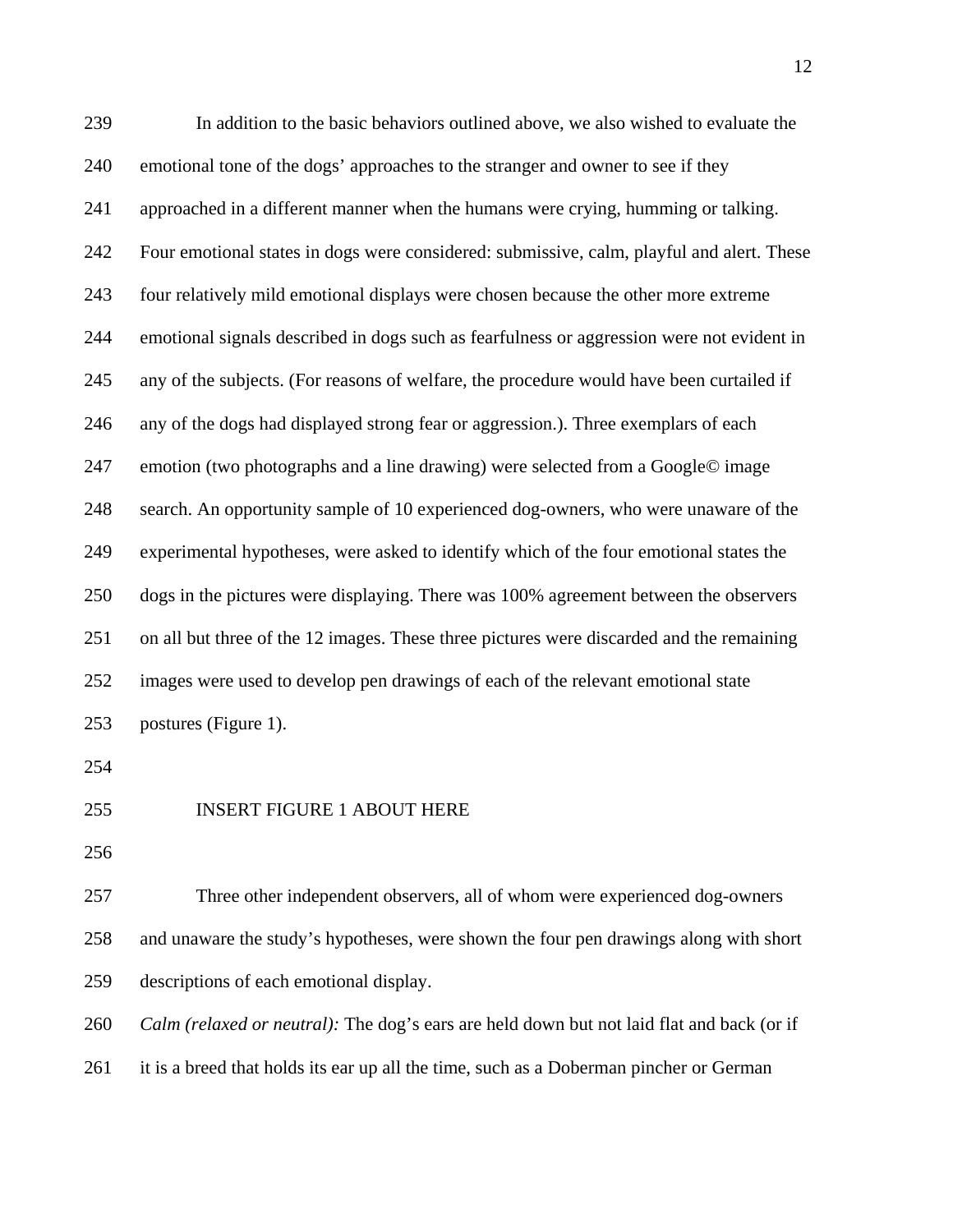In addition to the basic behaviors outlined above, we also wished to evaluate the emotional tone of the dogs' approaches to the stranger and owner to see if they approached in a different manner when the humans were crying, humming or talking. Four emotional states in dogs were considered: submissive, calm, playful and alert. These four relatively mild emotional displays were chosen because the other more extreme emotional signals described in dogs such as fearfulness or aggression were not evident in any of the subjects. (For reasons of welfare, the procedure would have been curtailed if any of the dogs had displayed strong fear or aggression.). Three exemplars of each emotion (two photographs and a line drawing) were selected from a Google© image search. An opportunity sample of 10 experienced dog-owners, who were unaware of the experimental hypotheses, were asked to identify which of the four emotional states the dogs in the pictures were displaying. There was 100% agreement between the observers on all but three of the 12 images. These three pictures were discarded and the remaining images were used to develop pen drawings of each of the relevant emotional state postures (Figure 1).

INSERT FIGURE 1 ABOUT HERE

Three other independent observers, all of whom were experienced dog-owners and unaware the study's hypotheses, were shown the four pen drawings along with short descriptions of each emotional display.

*Calm (relaxed or neutral):* The dog's ears are held down but not laid flat and back (or if it is a breed that holds its ear up all the time, such as a Doberman pincher or German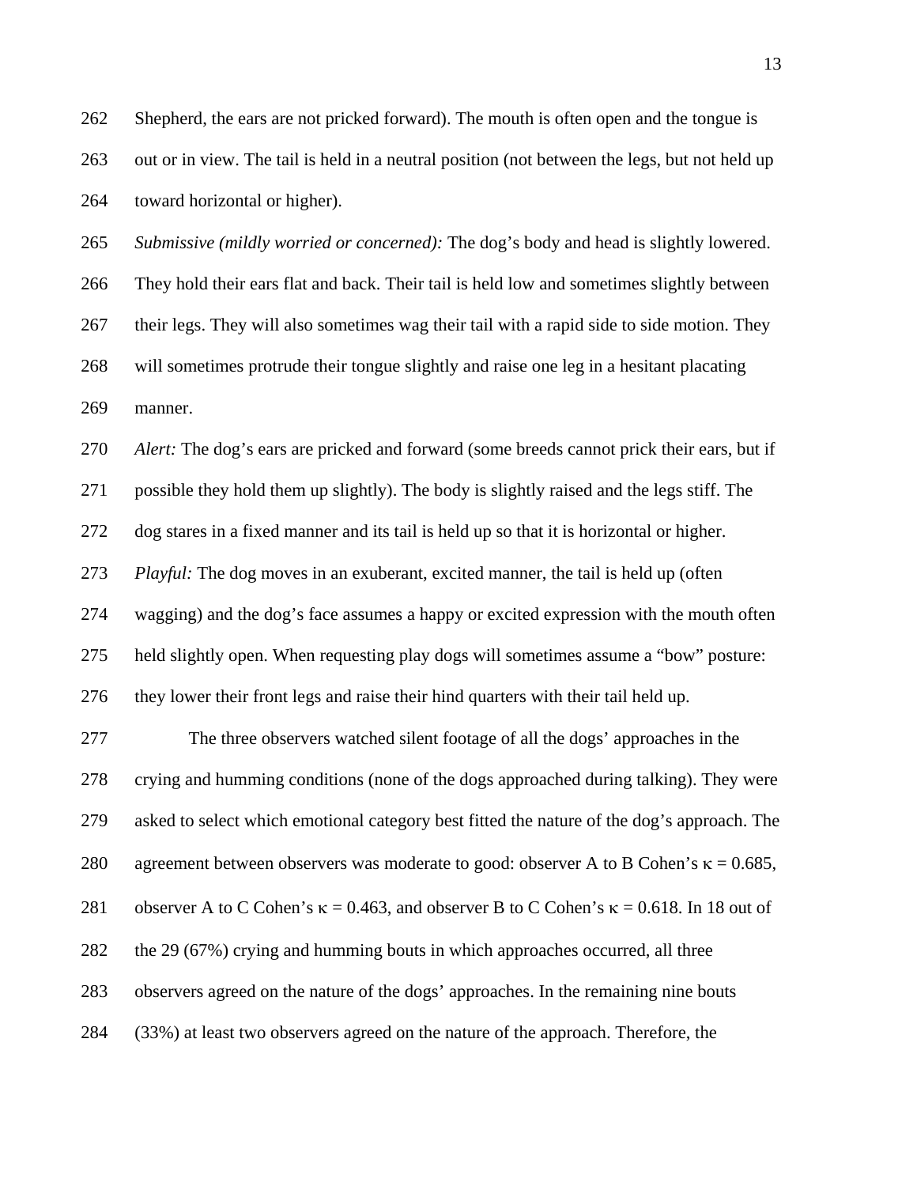Shepherd, the ears are not pricked forward). The mouth is often open and the tongue is out or in view. The tail is held in a neutral position (not between the legs, but not held up toward horizontal or higher).

*Submissive (mildly worried or concerned):* The dog's body and head is slightly lowered. They hold their ears flat and back. Their tail is held low and sometimes slightly between their legs. They will also sometimes wag their tail with a rapid side to side motion. They will sometimes protrude their tongue slightly and raise one leg in a hesitant placating manner.

*Alert:* The dog's ears are pricked and forward (some breeds cannot prick their ears, but if possible they hold them up slightly). The body is slightly raised and the legs stiff. The dog stares in a fixed manner and its tail is held up so that it is horizontal or higher.

*Playful:* The dog moves in an exuberant, excited manner, the tail is held up (often wagging) and the dog's face assumes a happy or excited expression with the mouth often held slightly open. When requesting play dogs will sometimes assume a "bow" posture: they lower their front legs and raise their hind quarters with their tail held up.

The three observers watched silent footage of all the dogs' approaches in the crying and humming conditions (none of the dogs approached during talking). They were asked to select which emotional category best fitted the nature of the dog's approach. The agreement between observers was moderate to good: observer A to B Cohen's $\kappa = 0.685$, observer A to C Cohen's $\kappa = 0.463$, and observer B to C Cohen's $\kappa = 0.618$. In 18 out of the 29 (67%) crying and humming bouts in which approaches occurred, all three observers agreed on the nature of the dogs' approaches. In the remaining nine bouts (33%) at least two observers agreed on the nature of the approach. Therefore, the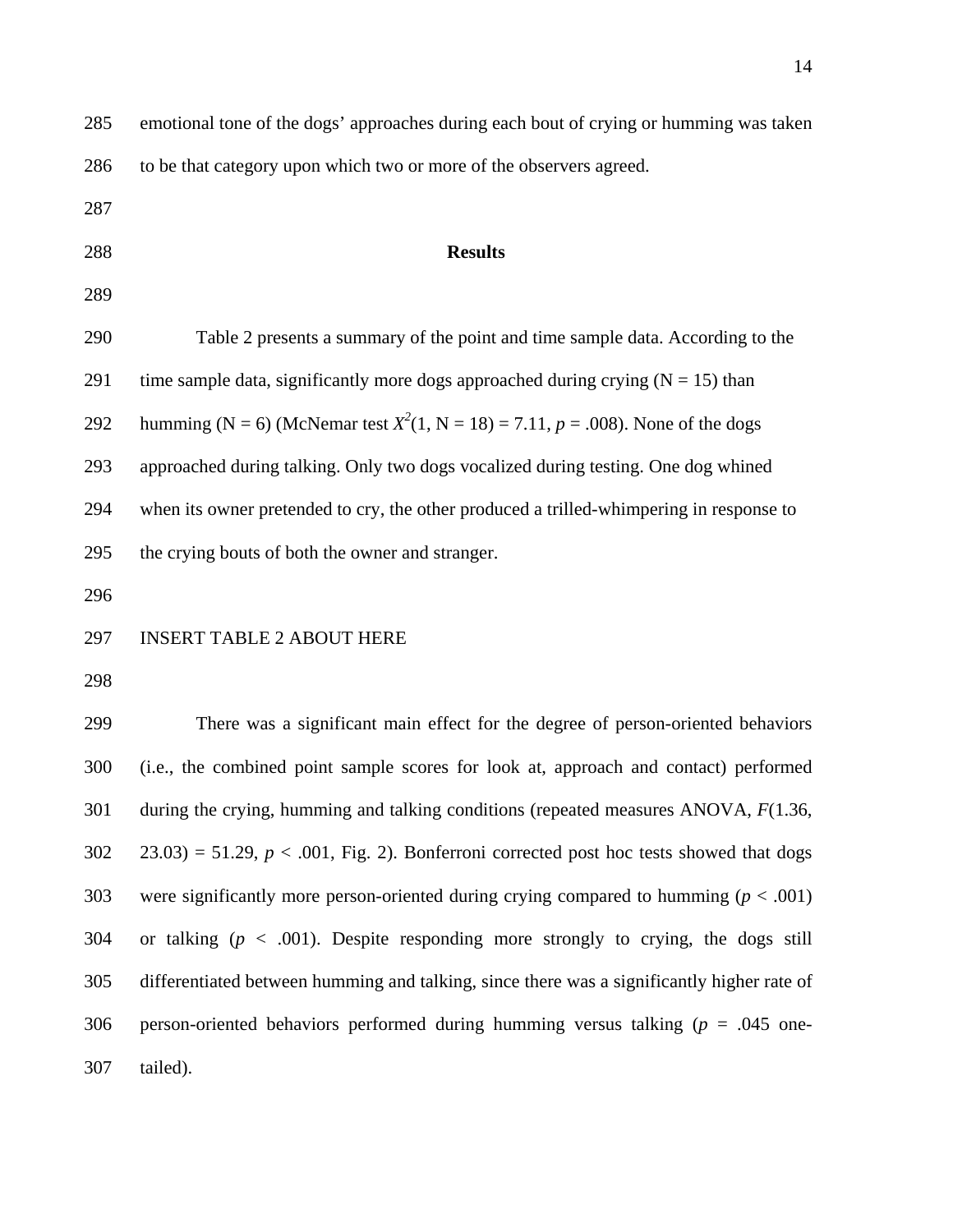emotional tone of the dogs' approaches during each bout of crying or humming was taken to be that category upon which two or more of the observers agreed.

## Results

Table 2 presents a summary of the point and time sample data. According to the time sample data, significantly more dogs approached during crying (N = 15) than humming (N = 6) (McNemar test $X^2(1, N = 18) = 7.11$, $p = .008$). None of the dogs approached during talking. Only two dogs vocalized during testing. One dog whined when its owner pretended to cry, the other produced a trilled-whimpering in response to the crying bouts of both the owner and stranger.

INSERT TABLE 2 ABOUT HERE

There was a significant main effect for the degree of person-oriented behaviors (i.e., the combined point sample scores for look at, approach and contact) performed during the crying, humming and talking conditions (repeated measures ANOVA, $F(1.36, 23.03) = 51.29$, $p < .001$, Fig. 2). Bonferroni corrected post hoc tests showed that dogs were significantly more person-oriented during crying compared to humming ($p < .001$) or talking ($p < .001$). Despite responding more strongly to crying, the dogs still differentiated between humming and talking, since there was a significantly higher rate of person-oriented behaviors performed during humming versus talking ($p = .045$ one-tailed).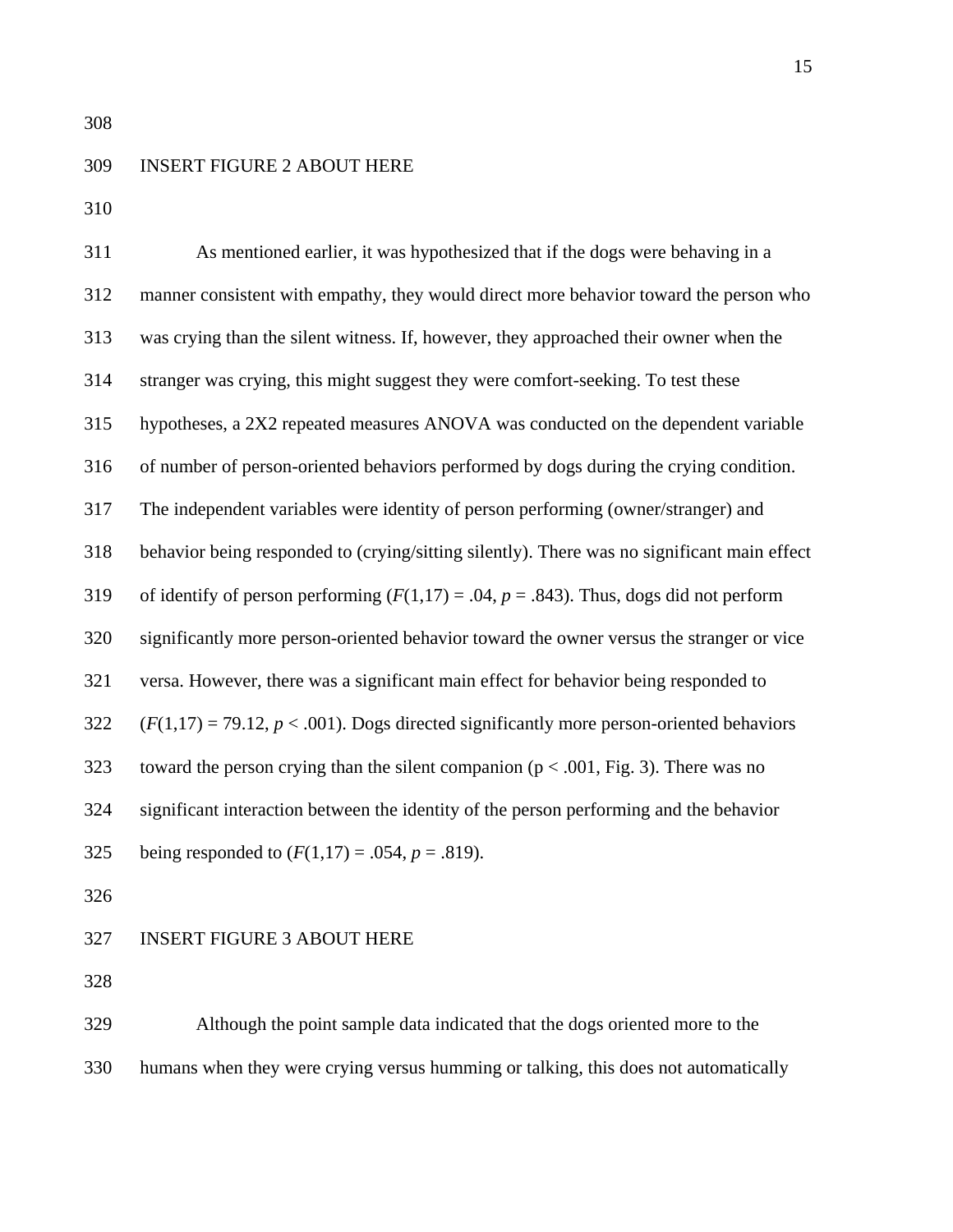INSERT FIGURE 2 ABOUT HERE

As mentioned earlier, it was hypothesized that if the dogs were behaving in a manner consistent with empathy, they would direct more behavior toward the person who was crying than the silent witness. If, however, they approached their owner when the stranger was crying, this might suggest they were comfort-seeking. To test these hypotheses, a 2X2 repeated measures ANOVA was conducted on the dependent variable of number of person-oriented behaviors performed by dogs during the crying condition. The independent variables were identity of person performing (owner/stranger) and behavior being responded to (crying/sitting silently). There was no significant main effect of identify of person performing ($F(1,17) = .04$, $p = .843$). Thus, dogs did not perform significantly more person-oriented behavior toward the owner versus the stranger or vice versa. However, there was a significant main effect for behavior being responded to ($F(1,17) = 79.12$, $p < .001$). Dogs directed significantly more person-oriented behaviors toward the person crying than the silent companion ($p < .001$, Fig. 3). There was no significant interaction between the identity of the person performing and the behavior being responded to ($F(1,17) = .054$, $p = .819$).

INSERT FIGURE 3 ABOUT HERE

Although the point sample data indicated that the dogs oriented more to the humans when they were crying versus humming or talking, this does not automatically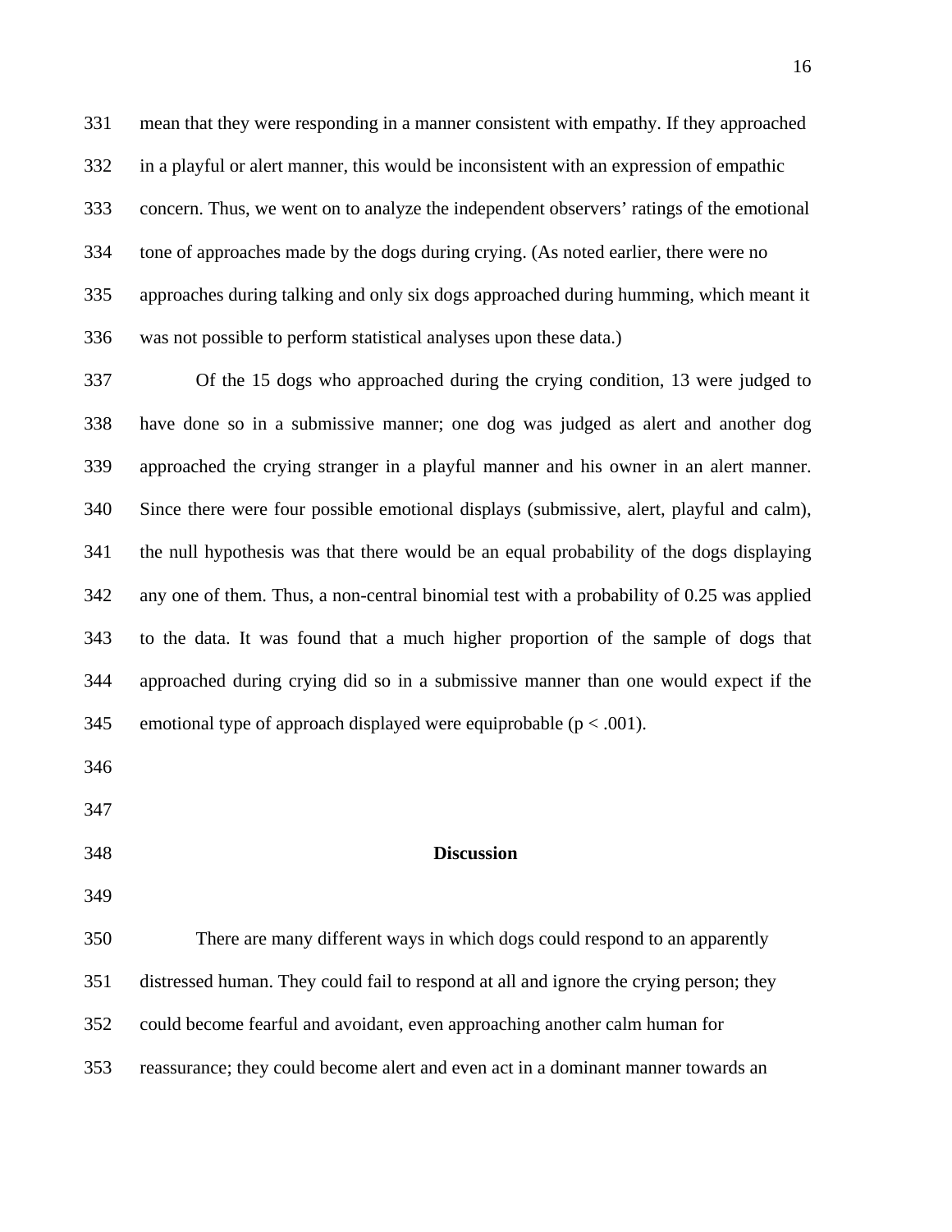mean that they were responding in a manner consistent with empathy. If they approached in a playful or alert manner, this would be inconsistent with an expression of empathic concern. Thus, we went on to analyze the independent observers' ratings of the emotional tone of approaches made by the dogs during crying. (As noted earlier, there were no approaches during talking and only six dogs approached during humming, which meant it was not possible to perform statistical analyses upon these data.)

Of the 15 dogs who approached during the crying condition, 13 were judged to have done so in a submissive manner; one dog was judged as alert and another dog approached the crying stranger in a playful manner and his owner in an alert manner. Since there were four possible emotional displays (submissive, alert, playful and calm), the null hypothesis was that there would be an equal probability of the dogs displaying any one of them. Thus, a non-central binomial test with a probability of 0.25 was applied to the data. It was found that a much higher proportion of the sample of dogs that approached during crying did so in a submissive manner than one would expect if the emotional type of approach displayed were equiprobable ($p < .001$).

## Discussion

There are many different ways in which dogs could respond to an apparently distressed human. They could fail to respond at all and ignore the crying person; they could become fearful and avoidant, even approaching another calm human for reassurance; they could become alert and even act in a dominant manner towards an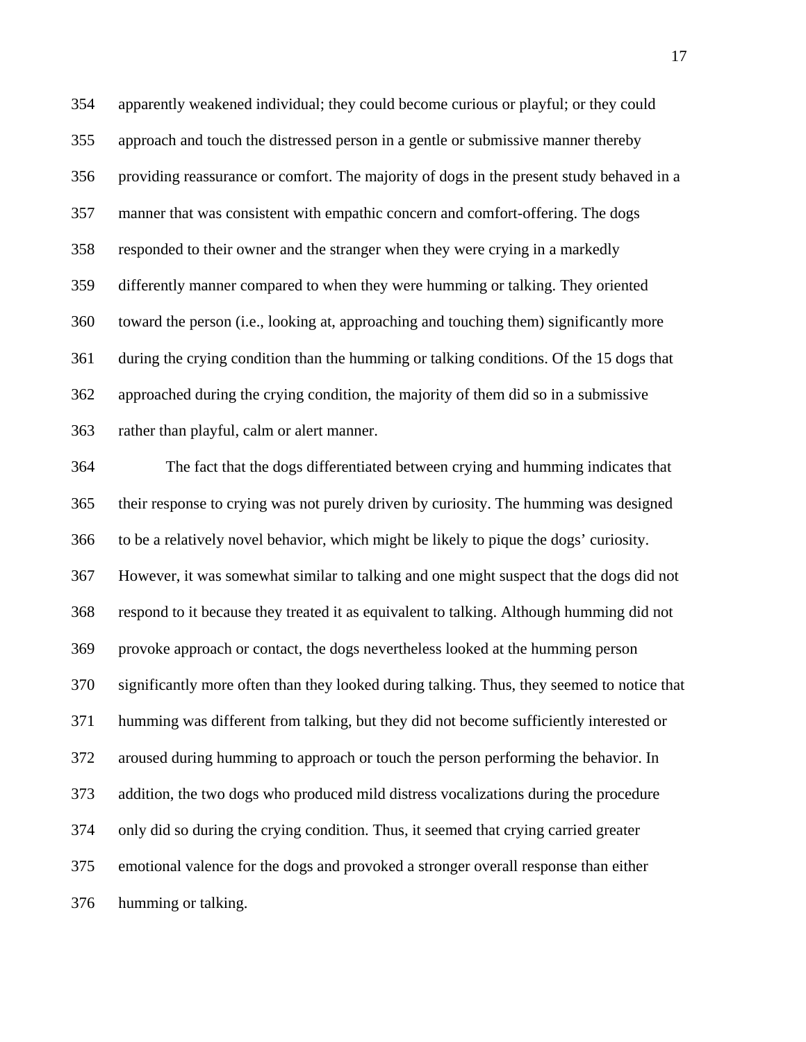apparently weakened individual; they could become curious or playful; or they could approach and touch the distressed person in a gentle or submissive manner thereby providing reassurance or comfort. The majority of dogs in the present study behaved in a manner that was consistent with empathic concern and comfort-offering. The dogs responded to their owner and the stranger when they were crying in a markedly differently manner compared to when they were humming or talking. They oriented toward the person (i.e., looking at, approaching and touching them) significantly more during the crying condition than the humming or talking conditions. Of the 15 dogs that approached during the crying condition, the majority of them did so in a submissive rather than playful, calm or alert manner.

The fact that the dogs differentiated between crying and humming indicates that their response to crying was not purely driven by curiosity. The humming was designed to be a relatively novel behavior, which might be likely to pique the dogs' curiosity. However, it was somewhat similar to talking and one might suspect that the dogs did not respond to it because they treated it as equivalent to talking. Although humming did not provoke approach or contact, the dogs nevertheless looked at the humming person significantly more often than they looked during talking. Thus, they seemed to notice that humming was different from talking, but they did not become sufficiently interested or aroused during humming to approach or touch the person performing the behavior. In addition, the two dogs who produced mild distress vocalizations during the procedure only did so during the crying condition. Thus, it seemed that crying carried greater emotional valence for the dogs and provoked a stronger overall response than either humming or talking.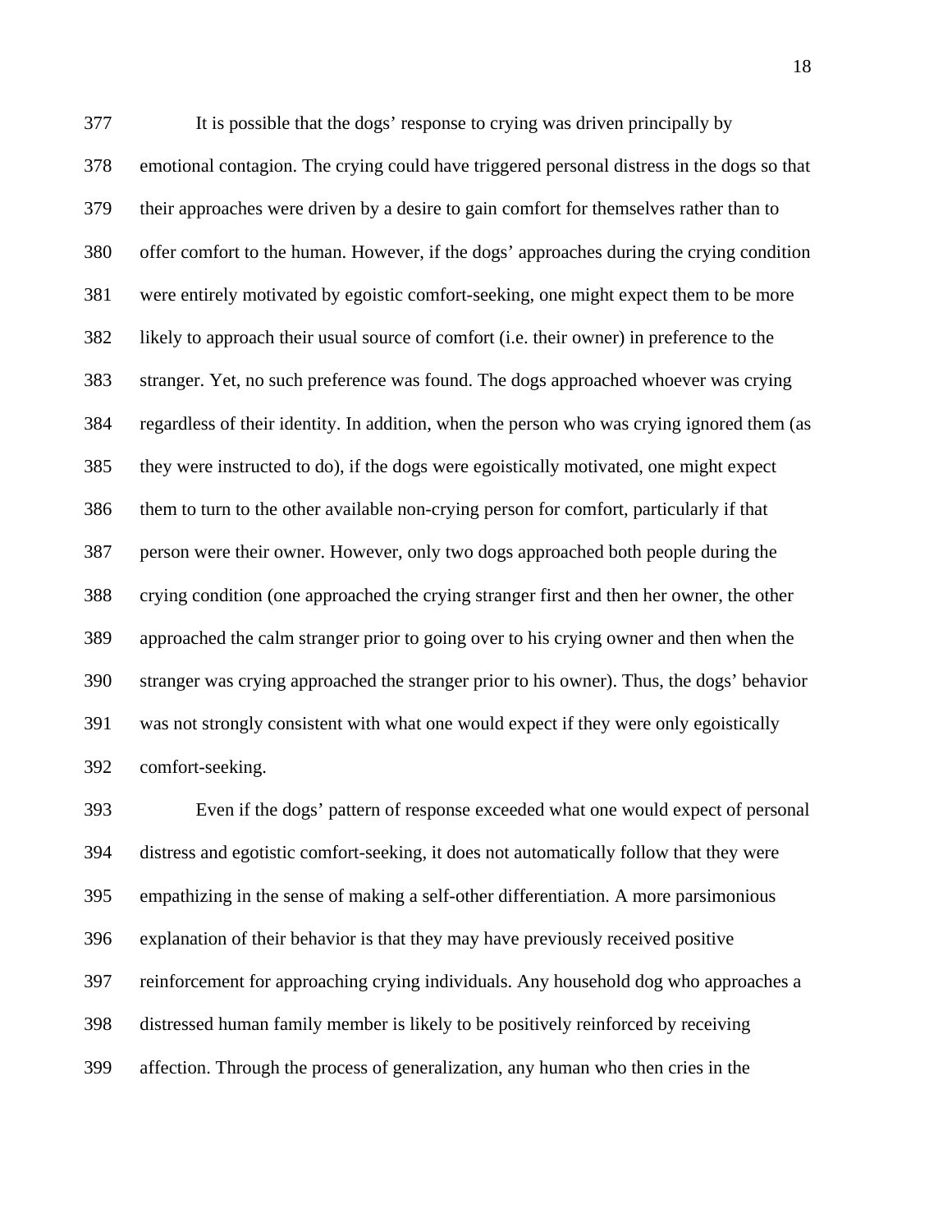It is possible that the dogs' response to crying was driven principally by emotional contagion. The crying could have triggered personal distress in the dogs so that their approaches were driven by a desire to gain comfort for themselves rather than to offer comfort to the human. However, if the dogs' approaches during the crying condition were entirely motivated by egoistic comfort-seeking, one might expect them to be more likely to approach their usual source of comfort (i.e. their owner) in preference to the stranger. Yet, no such preference was found. The dogs approached whoever was crying regardless of their identity. In addition, when the person who was crying ignored them (as they were instructed to do), if the dogs were egoistically motivated, one might expect them to turn to the other available non-crying person for comfort, particularly if that person were their owner. However, only two dogs approached both people during the crying condition (one approached the crying stranger first and then her owner, the other approached the calm stranger prior to going over to his crying owner and then when the stranger was crying approached the stranger prior to his owner). Thus, the dogs' behavior was not strongly consistent with what one would expect if they were only egoistically comfort-seeking.

Even if the dogs' pattern of response exceeded what one would expect of personal distress and egotistic comfort-seeking, it does not automatically follow that they were empathizing in the sense of making a self-other differentiation. A more parsimonious explanation of their behavior is that they may have previously received positive reinforcement for approaching crying individuals. Any household dog who approaches a distressed human family member is likely to be positively reinforced by receiving affection. Through the process of generalization, any human who then cries in the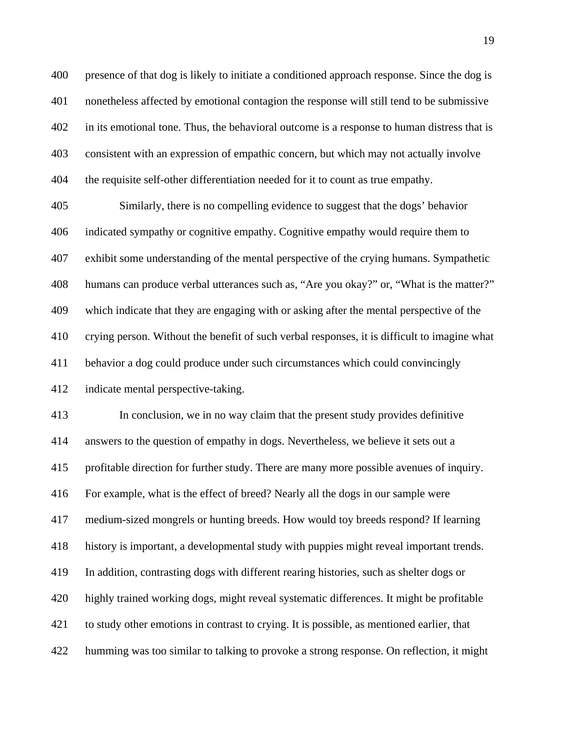presence of that dog is likely to initiate a conditioned approach response. Since the dog is nonetheless affected by emotional contagion the response will still tend to be submissive in its emotional tone. Thus, the behavioral outcome is a response to human distress that is consistent with an expression of empathic concern, but which may not actually involve the requisite self-other differentiation needed for it to count as true empathy.

Similarly, there is no compelling evidence to suggest that the dogs' behavior indicated sympathy or cognitive empathy. Cognitive empathy would require them to exhibit some understanding of the mental perspective of the crying humans. Sympathetic humans can produce verbal utterances such as, "Are you okay?" or, "What is the matter?" which indicate that they are engaging with or asking after the mental perspective of the crying person. Without the benefit of such verbal responses, it is difficult to imagine what behavior a dog could produce under such circumstances which could convincingly indicate mental perspective-taking.

In conclusion, we in no way claim that the present study provides definitive answers to the question of empathy in dogs. Nevertheless, we believe it sets out a profitable direction for further study. There are many more possible avenues of inquiry. For example, what is the effect of breed? Nearly all the dogs in our sample were medium-sized mongrels or hunting breeds. How would toy breeds respond? If learning history is important, a developmental study with puppies might reveal important trends. In addition, contrasting dogs with different rearing histories, such as shelter dogs or highly trained working dogs, might reveal systematic differences. It might be profitable to study other emotions in contrast to crying. It is possible, as mentioned earlier, that humming was too similar to talking to provoke a strong response. On reflection, it might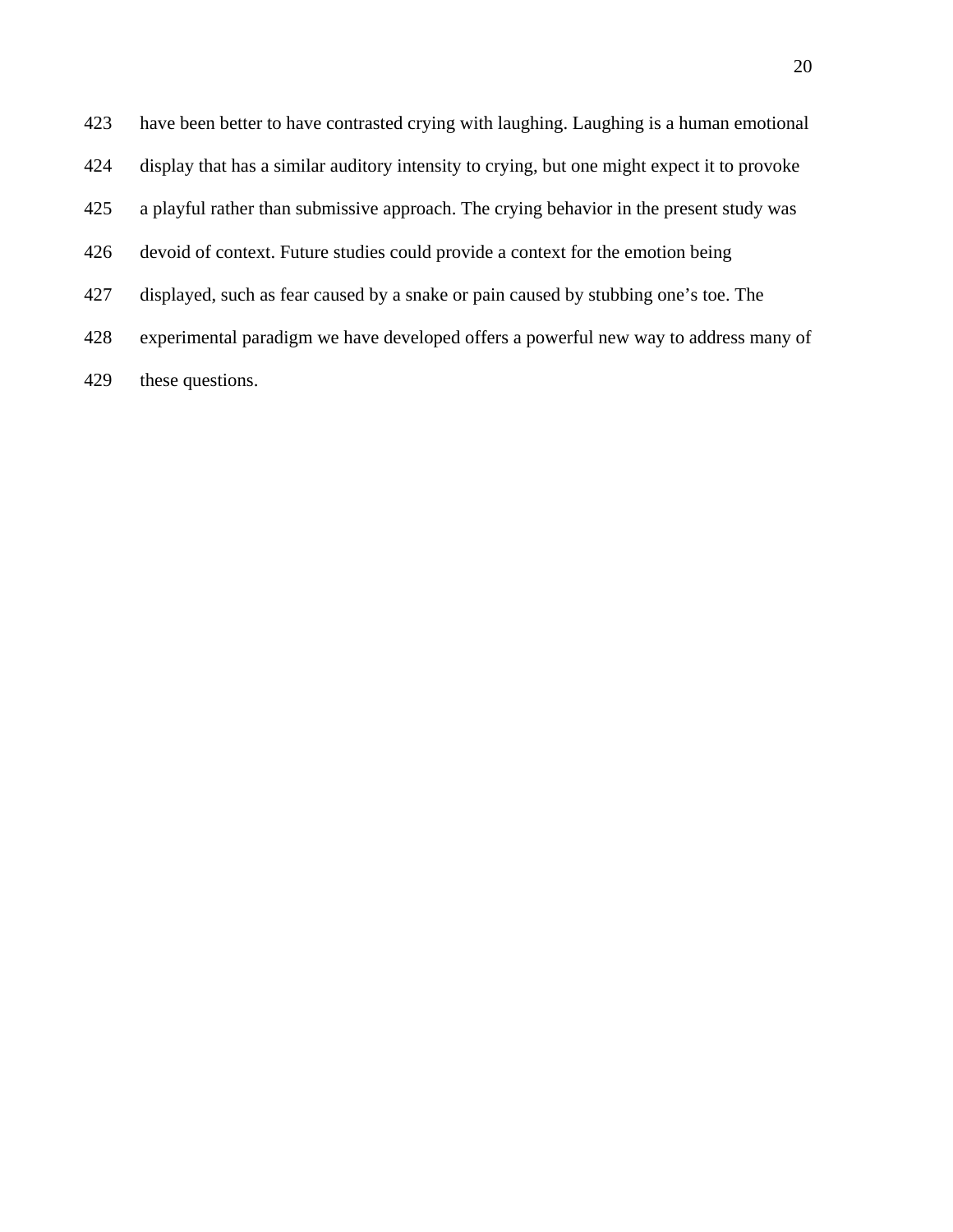have been better to have contrasted crying with laughing. Laughing is a human emotional display that has a similar auditory intensity to crying, but one might expect it to provoke a playful rather than submissive approach. The crying behavior in the present study was devoid of context. Future studies could provide a context for the emotion being displayed, such as fear caused by a snake or pain caused by stubbing one's toe. The experimental paradigm we have developed offers a powerful new way to address many of these questions.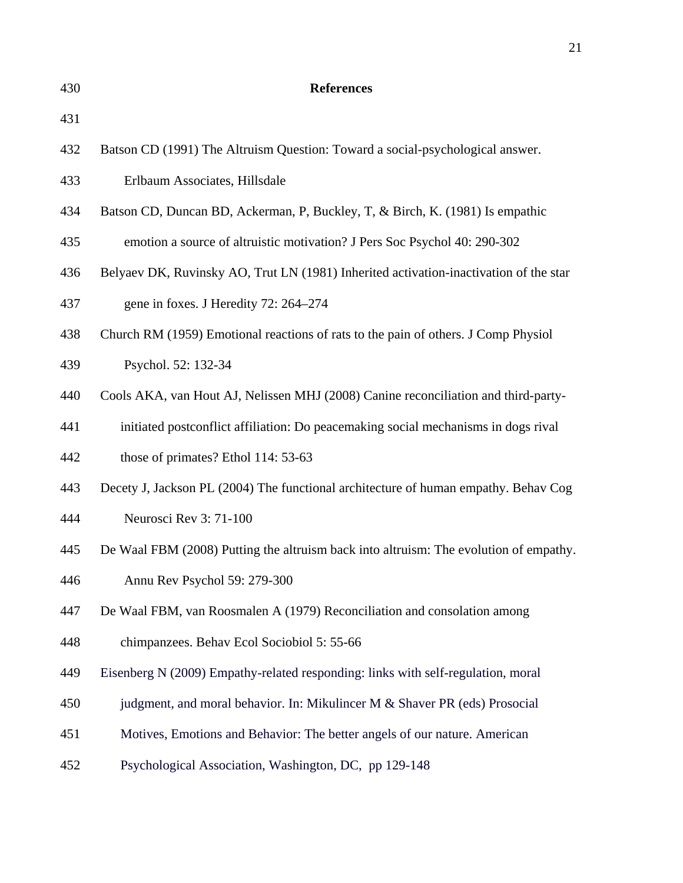# References

Batson CD (1991) The Altruism Question: Toward a social-psychological answer. Erlbaum Associates, Hillsdale

Batson CD, Duncan BD, Ackerman, P, Buckley, T, & Birch, K. (1981) Is empathic emotion a source of altruistic motivation? J Pers Soc Psychol 40: 290-302

Belyaev DK, Ruvinsky AO, Trut LN (1981) Inherited activation-inactivation of the star gene in foxes. J Heredity 72: 264–274

Church RM (1959) Emotional reactions of rats to the pain of others. J Comp Physiol Psychol. 52: 132-34

Cools AKA, van Hout AJ, Nelissen MHJ (2008) Canine reconciliation and third-party-initiated postconflict affiliation: Do peacemaking social mechanisms in dogs rival those of primates? Ethol 114: 53-63

Decety J, Jackson PL (2004) The functional architecture of human empathy. Behav Cog Neurosci Rev 3: 71-100

De Waal FBM (2008) Putting the altruism back into altruism: The evolution of empathy. Annu Rev Psychol 59: 279-300

De Waal FBM, van Roosmalen A (1979) Reconciliation and consolation among chimpanzees. Behav Ecol Sociobiol 5: 55-66

Eisenberg N (2009) Empathy-related responding: links with self-regulation, moral judgment, and moral behavior. In: Mikulincer M & Shaver PR (eds) Prosocial Motives, Emotions and Behavior: The better angels of our nature. American Psychological Association, Washington, DC, pp 129-148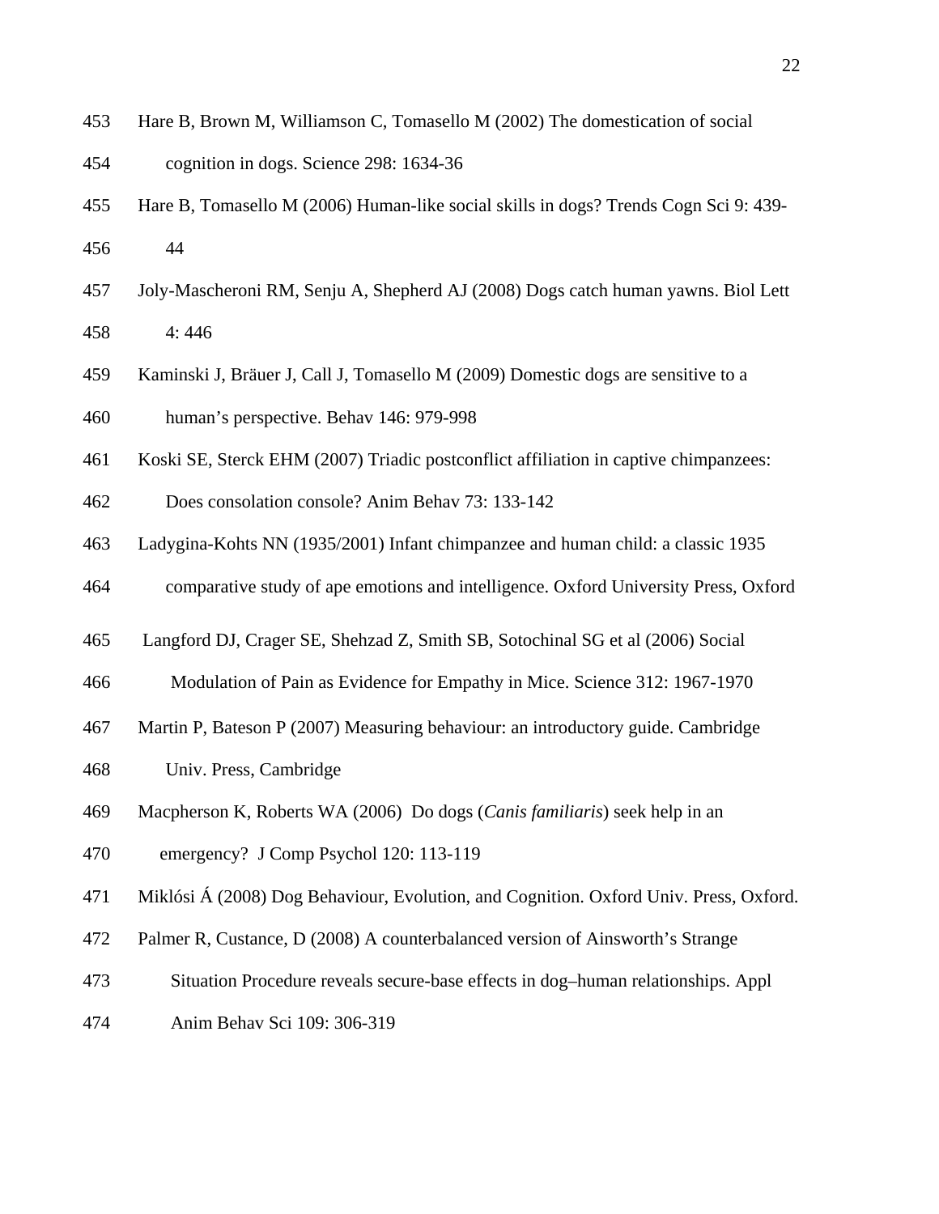453 Hare B, Brown M, Williamson C, Tomasello M (2002) The domestication of social
454 cognition in dogs. Science 298: 1634-36

455 Hare B, Tomasello M (2006) Human-like social skills in dogs? Trends Cogn Sci 9: 439-
456 44

457 Joly-Mascheroni RM, Senju A, Shepherd AJ (2008) Dogs catch human yawns. Biol Lett
458 4: 446

459 Kaminski J, Bräuer J, Call J, Tomasello M (2009) Domestic dogs are sensitive to a
460 human's perspective. Behav 146: 979-998

461 Koski SE, Sterck EHM (2007) Triadic postconflict affiliation in captive chimpanzees:
462 Does consolation console? Anim Behav 73: 133-142

463 Ladygina-Kohts NN (1935/2001) Infant chimpanzee and human child: a classic 1935
464 comparative study of ape emotions and intelligence. Oxford University Press, Oxford

465 Langford DJ, Crager SE, Shehzad Z, Smith SB, Sotochinal SG et al (2006) Social
466 Modulation of Pain as Evidence for Empathy in Mice. Science 312: 1967-1970

467 Martin P, Bateson P (2007) Measuring behaviour: an introductory guide. Cambridge
468 Univ. Press, Cambridge

469 Macpherson K, Roberts WA (2006) Do dogs (*Canis familiaris*) seek help in an
470 emergency? J Comp Psychol 120: 113-119

471 Miklósi Á (2008) Dog Behaviour, Evolution, and Cognition. Oxford Univ. Press, Oxford.

472 Palmer R, Custance, D (2008) A counterbalanced version of Ainsworth's Strange
473 Situation Procedure reveals secure-base effects in dog–human relationships. Appl
474 Anim Behav Sci 109: 306-319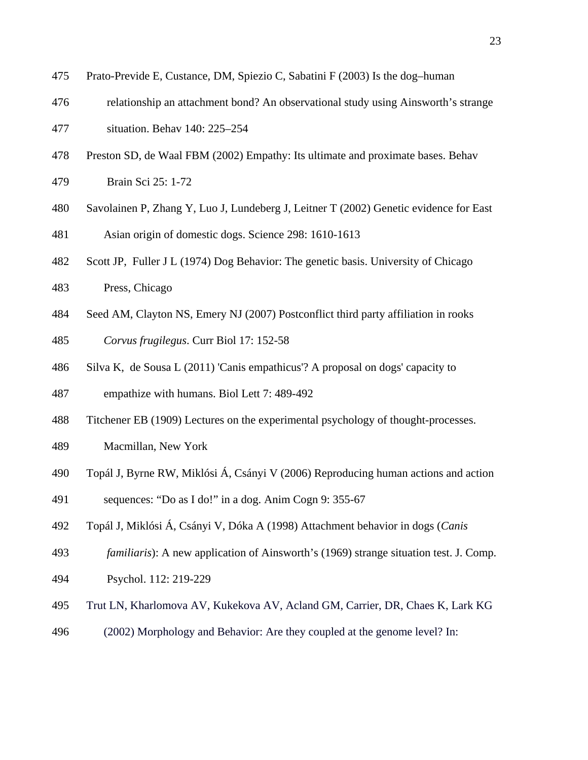Prato-Previde E, Custance, DM, Spiezio C, Sabatini F (2003) Is the dog–human relationship an attachment bond? An observational study using Ainsworth's strange situation. Behav 140: 225–254

Preston SD, de Waal FBM (2002) Empathy: Its ultimate and proximate bases. Behav Brain Sci 25: 1-72

Savolainen P, Zhang Y, Luo J, Lundeberg J, Leitner T (2002) Genetic evidence for East Asian origin of domestic dogs. Science 298: 1610-1613

Scott JP, Fuller J L (1974) Dog Behavior: The genetic basis. University of Chicago Press, Chicago

Seed AM, Clayton NS, Emery NJ (2007) Postconflict third party affiliation in rooks *Corvus frugilegus*. Curr Biol 17: 152-58

Silva K, de Sousa L (2011) 'Canis empathicus'? A proposal on dogs' capacity to empathize with humans. Biol Lett 7: 489-492

Titchener EB (1909) Lectures on the experimental psychology of thought-processes. Macmillan, New York

Topál J, Byrne RW, Miklósi Á, Csányi V (2006) Reproducing human actions and action sequences: "Do as I do!" in a dog. Anim Cogn 9: 355-67

Topál J, Miklósi Á, Csányi V, Dóka A (1998) Attachment behavior in dogs (*Canis familiaris*): A new application of Ainsworth's (1969) strange situation test. J. Comp. Psychol. 112: 219-229

Trut LN, Kharlomova AV, Kukekova AV, Acland GM, Carrier, DR, Chaes K, Lark KG (2002) Morphology and Behavior: Are they coupled at the genome level? In: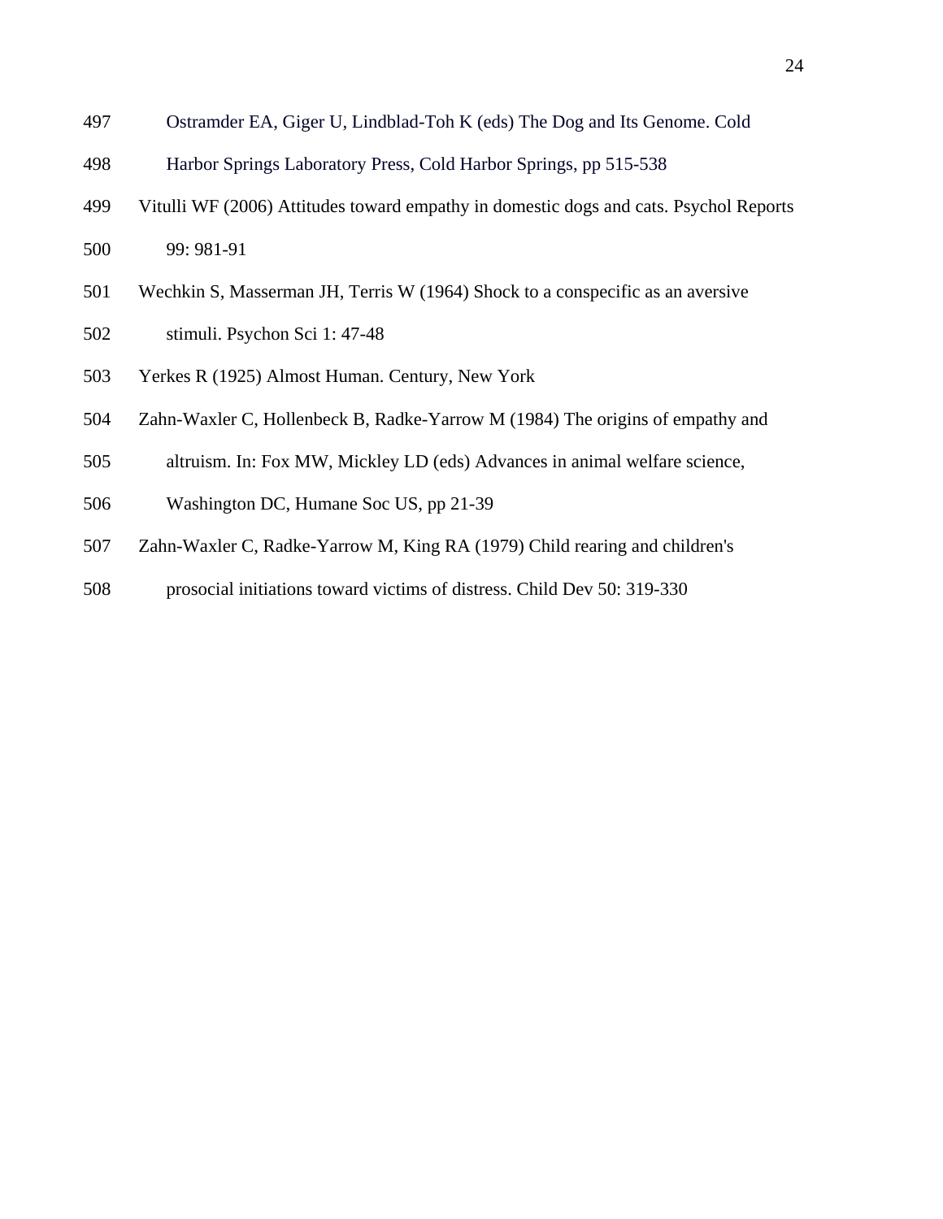Ostramder EA, Giger U, Lindblad-Toh K (eds) The Dog and Its Genome. Cold Harbor Springs Laboratory Press, Cold Harbor Springs, pp 515-538

Vitulli WF (2006) Attitudes toward empathy in domestic dogs and cats. Psychol Reports 99: 981-91

Wechkin S, Masserman JH, Terris W (1964) Shock to a conspecific as an aversive stimuli. Psychon Sci 1: 47-48

Yerkes R (1925) Almost Human. Century, New York

Zahn-Waxler C, Hollenbeck B, Radke-Yarrow M (1984) The origins of empathy and altruism. In: Fox MW, Mickley LD (eds) Advances in animal welfare science, Washington DC, Humane Soc US, pp 21-39

Zahn-Waxler C, Radke-Yarrow M, King RA (1979) Child rearing and children's prosocial initiations toward victims of distress. Child Dev 50: 319-330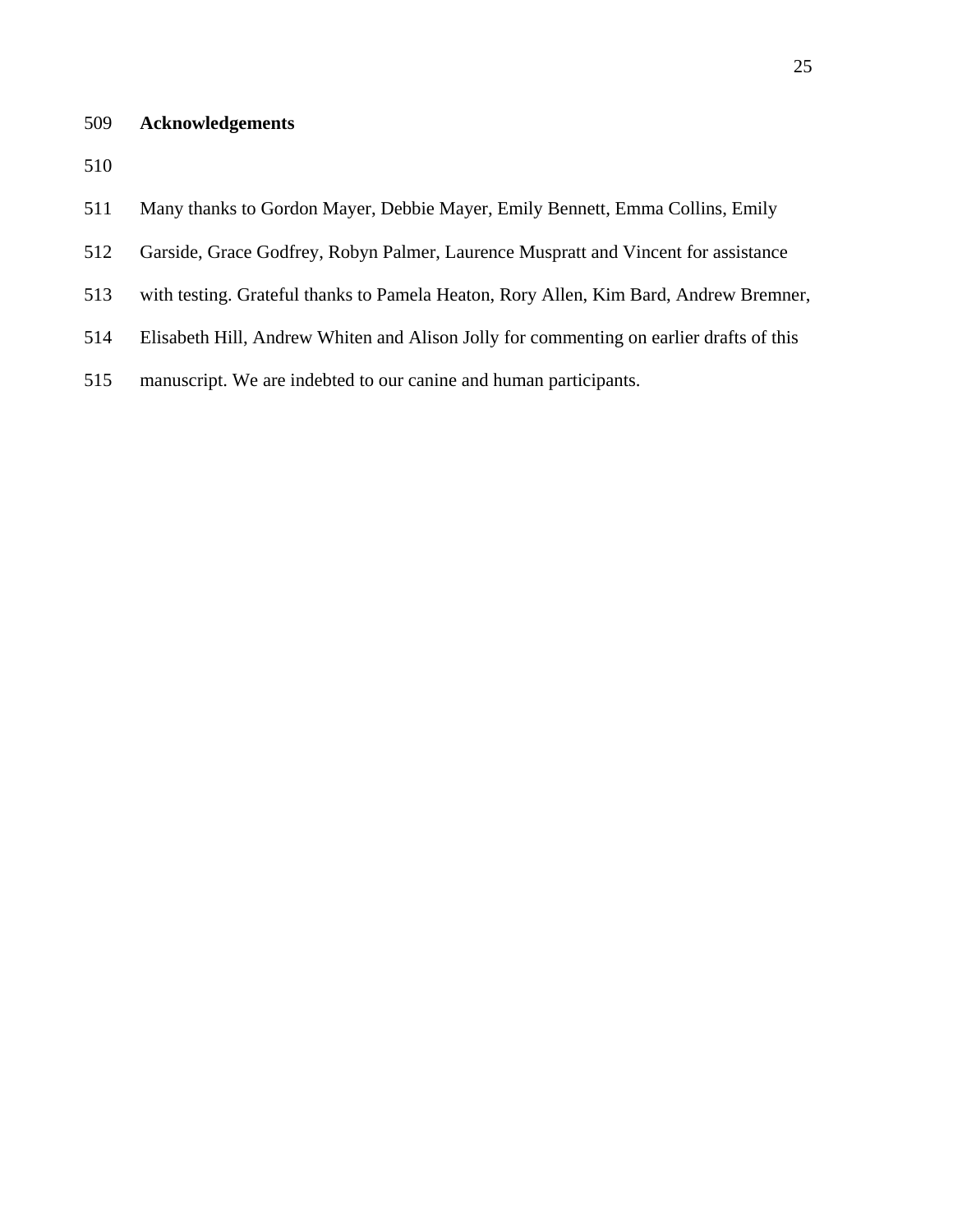## Acknowledgements

Many thanks to Gordon Mayer, Debbie Mayer, Emily Bennett, Emma Collins, Emily Garside, Grace Godfrey, Robyn Palmer, Laurence Muspratt and Vincent for assistance with testing. Grateful thanks to Pamela Heaton, Rory Allen, Kim Bard, Andrew Bremner, Elisabeth Hill, Andrew Whiten and Alison Jolly for commenting on earlier drafts of this manuscript. We are indebted to our canine and human participants.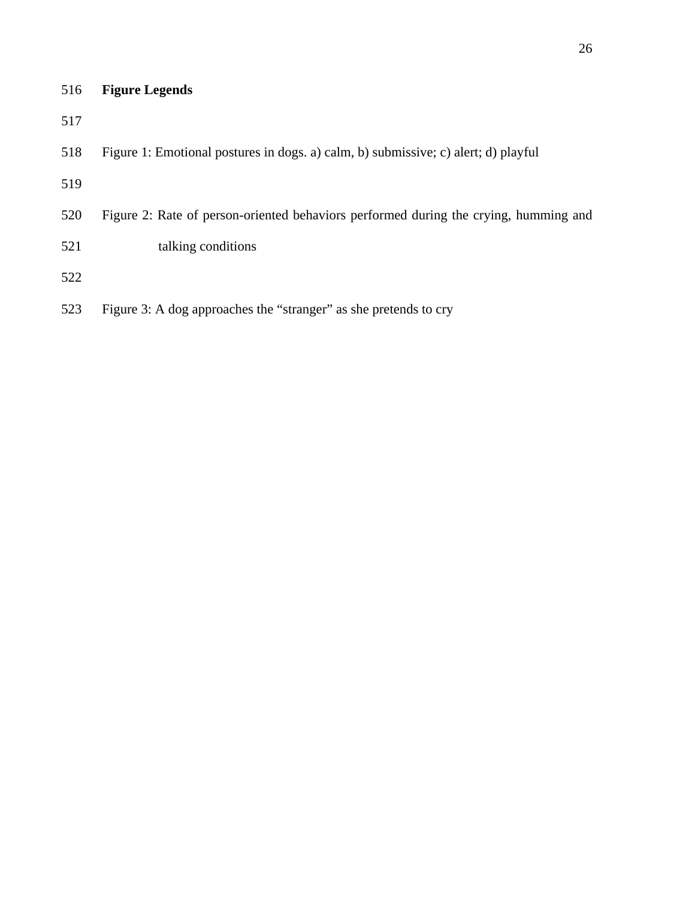**Figure Legends**

Figure 1: Emotional postures in dogs. a) calm, b) submissive; c) alert; d) playful

Figure 2: Rate of person-oriented behaviors performed during the crying, humming and talking conditions

Figure 3: A dog approaches the "stranger" as she pretends to cry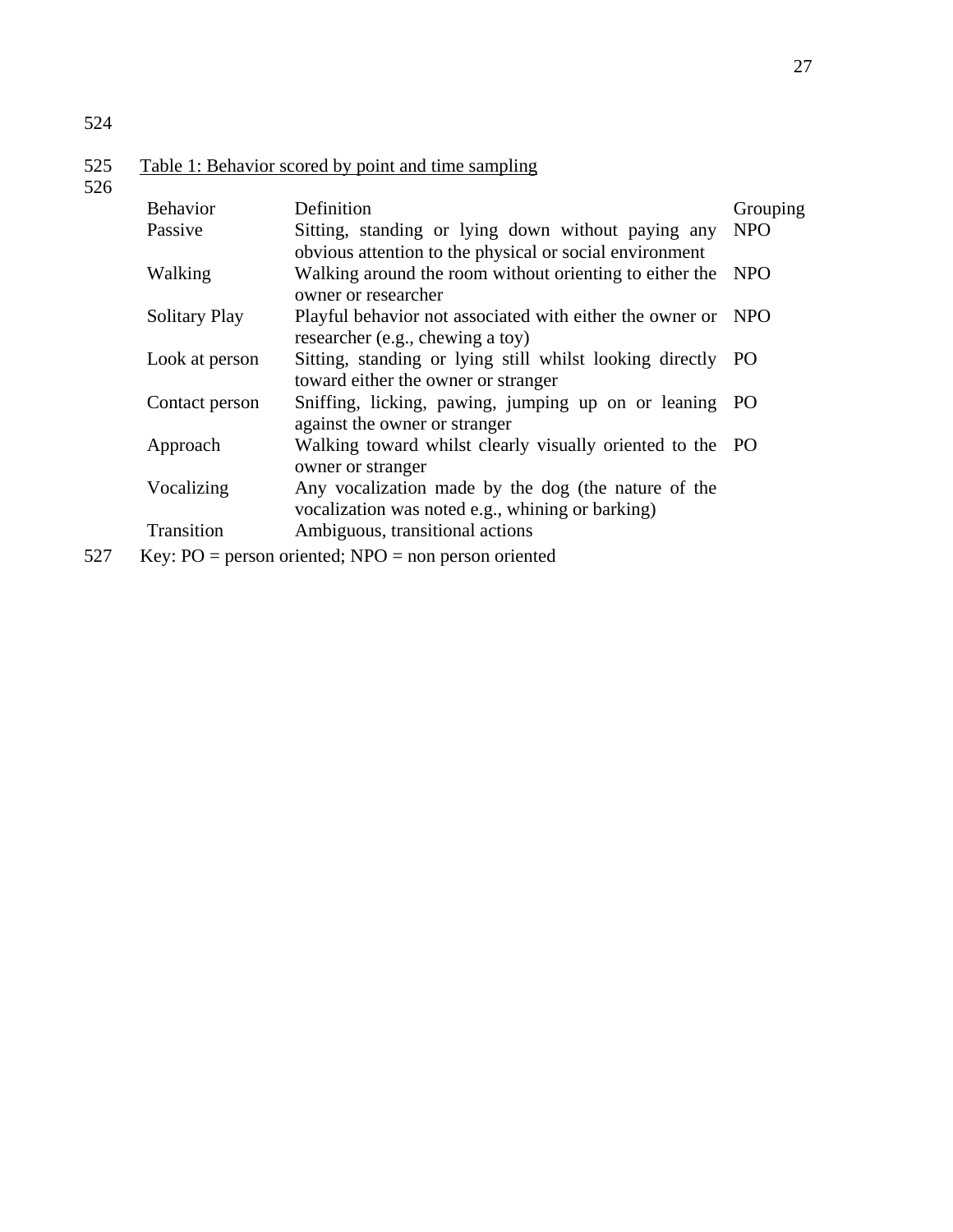Table 1: Behavior scored by point and time sampling

| Behavior | Definition | Grouping |
|---|---|---|
| Passive | Sitting, standing or lying down without paying any obvious attention to the physical or social environment | NPO |
| Walking | Walking around the room without orienting to either the owner or researcher | NPO |
| Solitary Play | Playful behavior not associated with either the owner or researcher (e.g., chewing a toy) | NPO |
| Look at person | Sitting, standing or lying still whilst looking directly toward either the owner or stranger | PO |
| Contact person | Sniffing, licking, pawing, jumping up on or leaning against the owner or stranger | PO |
| Approach | Walking toward whilst clearly visually oriented to the owner or stranger | PO |
| Vocalizing | Any vocalization made by the dog (the nature of the vocalization was noted e.g., whining or barking) | |
| Transition | Ambiguous, transitional actions | |

Key: PO = person oriented; NPO = non person oriented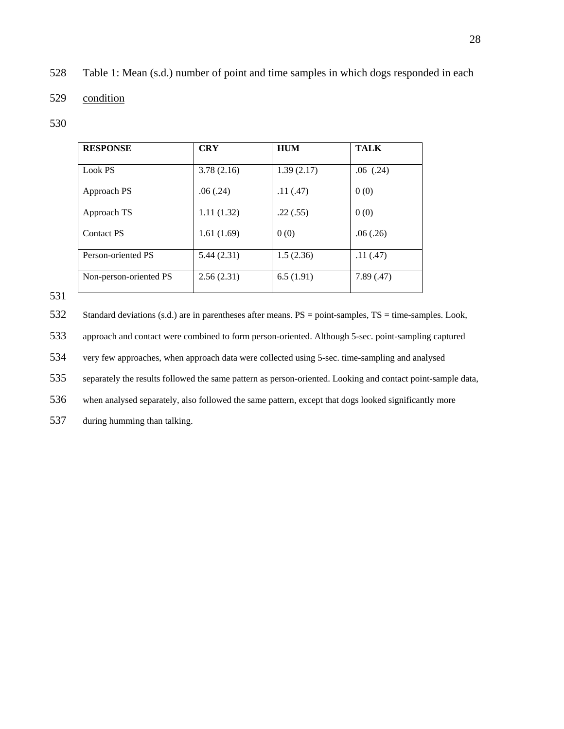Table 1: Mean (s.d.) number of point and time samples in which dogs responded in each condition

| RESPONSE | CRY | HUM | TALK |
| --- | --- | --- | --- |
| Look PS | 3.78 (2.16) | 1.39 (2.17) | .06 (.24) |
| Approach PS | .06 (.24) | .11 (.47) | 0 (0) |
| Approach TS | 1.11 (1.32) | .22 (.55) | 0 (0) |
| Contact PS | 1.61 (1.69) | 0 (0) | .06 (.26) |
| Person-oriented PS | 5.44 (2.31) | 1.5 (2.36) | .11 (.47) |
| Non-person-oriented PS | 2.56 (2.31) | 6.5 (1.91) | 7.89 (.47) |

Standard deviations (s.d.) are in parentheses after means. PS = point-samples, TS = time-samples. Look, approach and contact were combined to form person-oriented. Although 5-sec. point-sampling captured very few approaches, when approach data were collected using 5-sec. time-sampling and analysed separately the results followed the same pattern as person-oriented. Looking and contact point-sample data, when analysed separately, also followed the same pattern, except that dogs looked significantly more during humming than talking.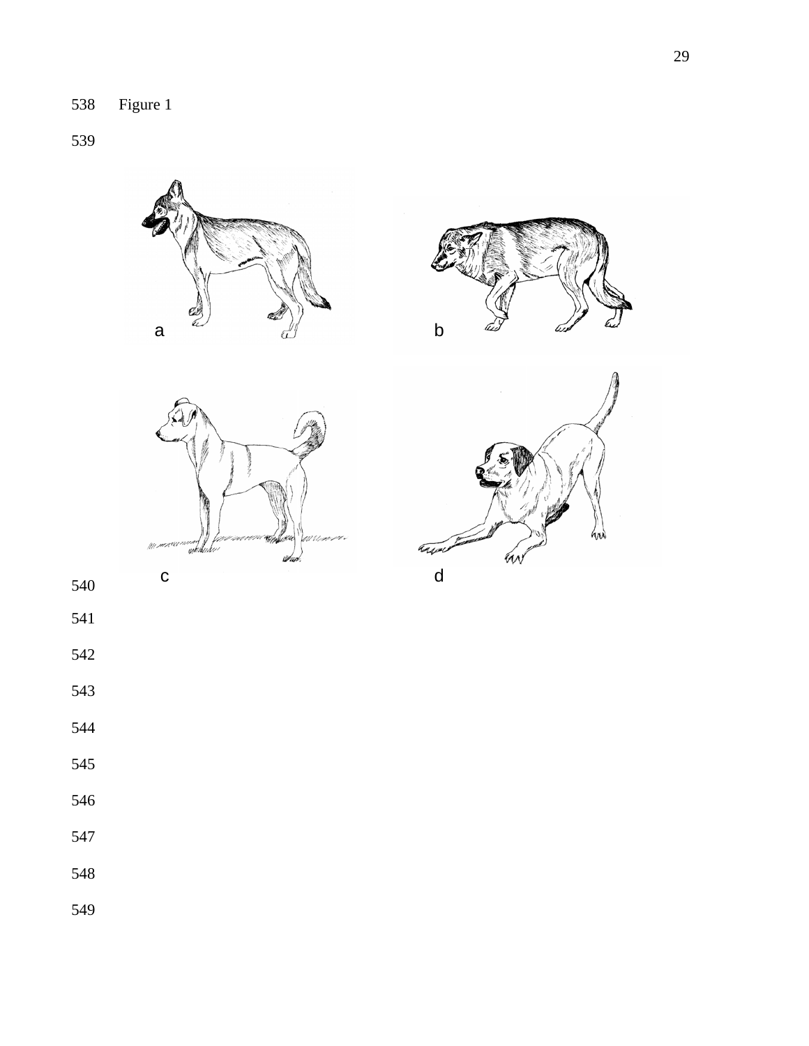Figure 1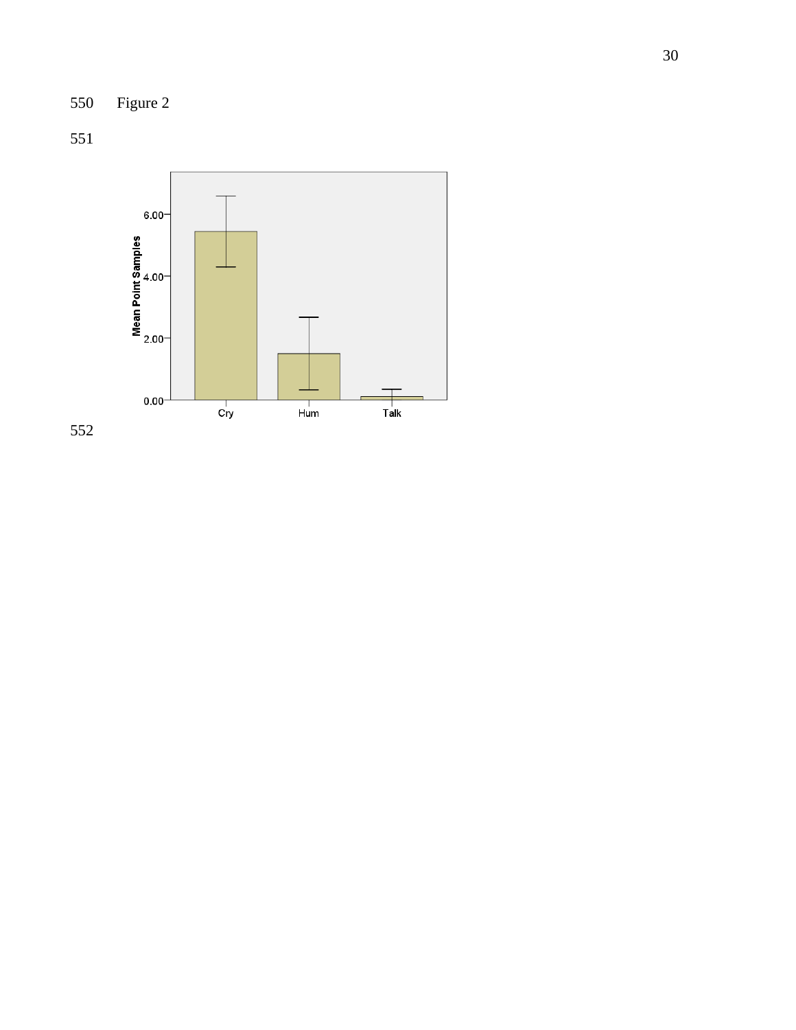550 Figure 2

551

552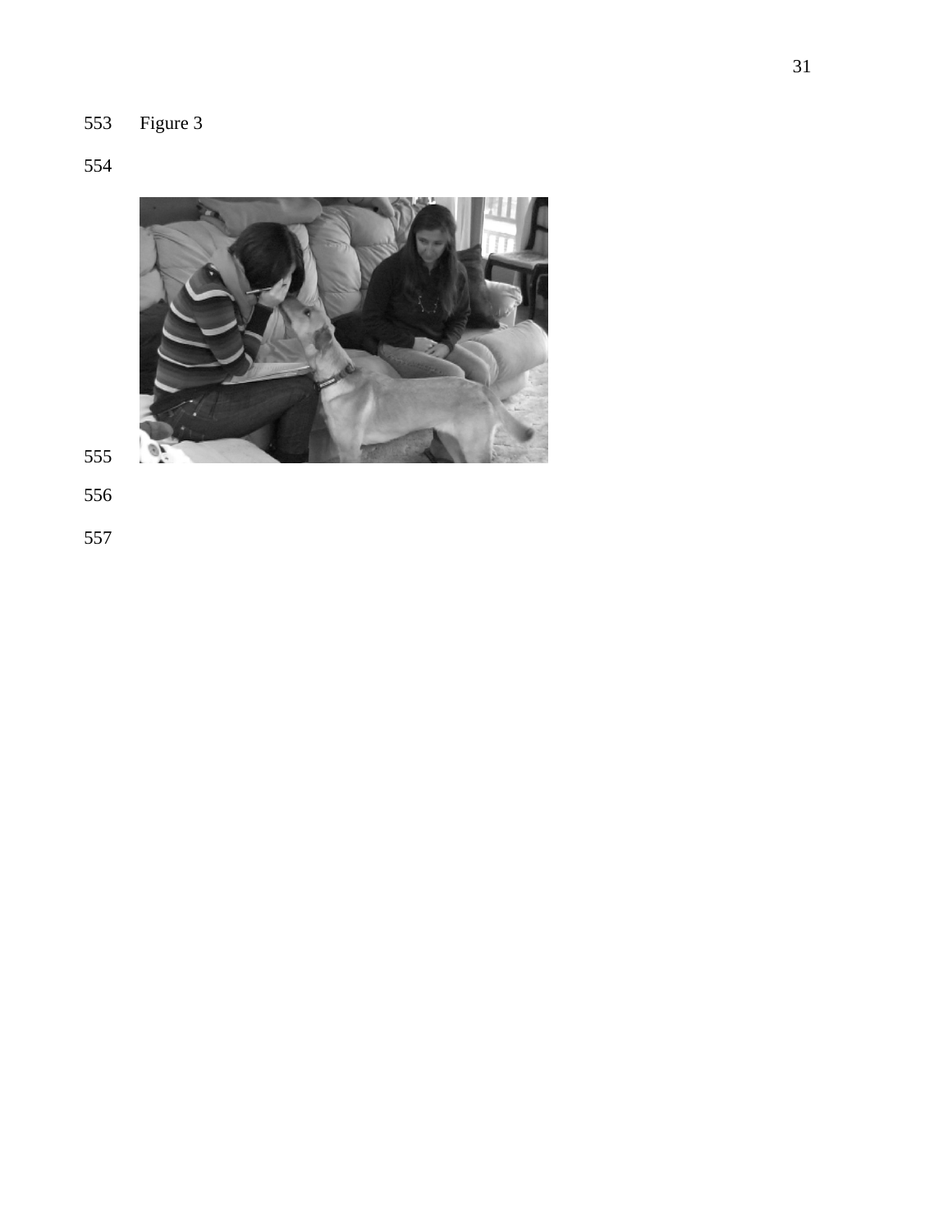Figure 3